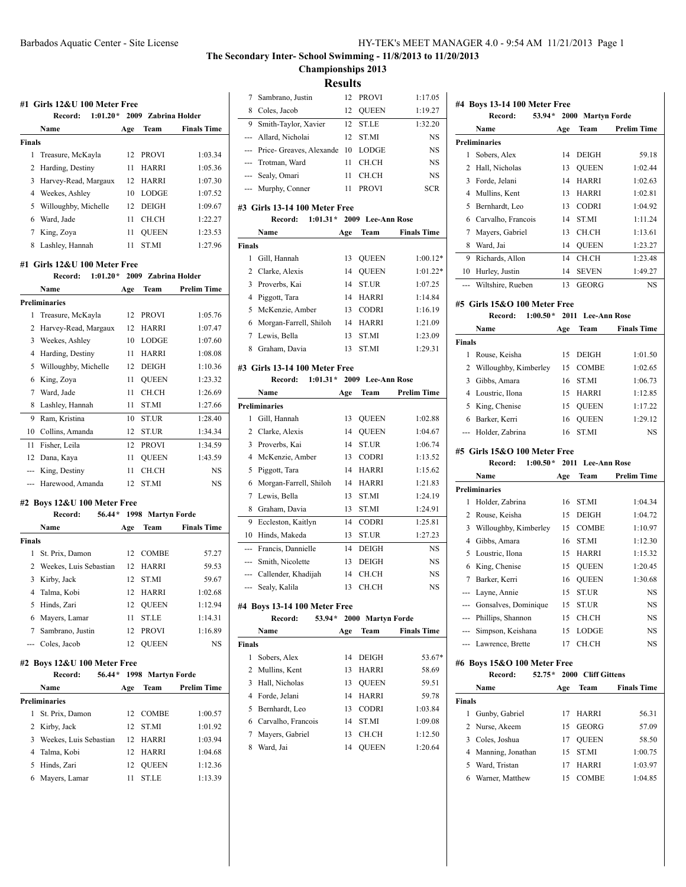# The Secondary Inter- School Swimming - 11/8/2013 to 11/20/2013

## Championships 2013

## Results

### #1 Girls 12&U 100 Meter Free

Record: 1:01.20* 2009 Zabrina Holder

| | Name | Age | Team | Finals Time |
|---|---|---|---|---|
| **Finals** | | | | |
| 1 | Treasure, McKayla | 12 | PROVI | 1:03.34 |
| 2 | Harding, Destiny | 11 | HARRI | 1:05.36 |
| 3 | Harvey-Read, Margaux | 12 | HARRI | 1:07.30 |
| 4 | Weekes, Ashley | 10 | LODGE | 1:07.52 |
| 5 | Willoughby, Michelle | 12 | DEIGH | 1:09.67 |
| 6 | Ward, Jade | 11 | CH.CH | 1:22.27 |
| 7 | King, Zoya | 11 | QUEEN | 1:23.53 |
| 8 | Lashley, Hannah | 11 | ST.MI | 1:27.96 |

### #1 Girls 12&U 100 Meter Free

Record: 1:01.20* 2009 Zabrina Holder

| | Name | Age | Team | Prelim Time |
|---|---|---|---|---|
| **Preliminaries** | | | | |
| 1 | Treasure, McKayla | 12 | PROVI | 1:05.76 |
| 2 | Harvey-Read, Margaux | 12 | HARRI | 1:07.47 |
| 3 | Weekes, Ashley | 10 | LODGE | 1:07.60 |
| 4 | Harding, Destiny | 11 | HARRI | 1:08.08 |
| 5 | Willoughby, Michelle | 12 | DEIGH | 1:10.36 |
| 6 | King, Zoya | 11 | QUEEN | 1:23.32 |
| 7 | Ward, Jade | 11 | CH.CH | 1:26.69 |
| 8 | Lashley, Hannah | 11 | ST.MI | 1:27.66 |
| 9 | Ram, Kristina | 10 | ST.UR | 1:28.40 |
| 10 | Collins, Amanda | 12 | ST.UR | 1:34.34 |
| 11 | Fisher, Leila | 12 | PROVI | 1:34.59 |
| 12 | Dana, Kaya | 11 | QUEEN | 1:43.59 |
| --- | King, Destiny | 11 | CH.CH | NS |
| --- | Harewood, Amanda | 12 | ST.MI | NS |

### #2 Boys 12&U 100 Meter Free

Record: 56.44* 1998 Martyn Forde

| | Name | Age | Team | Finals Time |
|---|---|---|---|---|
| **Finals** | | | | |
| 1 | St. Prix, Damon | 12 | COMBE | 57.27 |
| 2 | Weekes, Luis Sebastian | 12 | HARRI | 59.53 |
| 3 | Kirby, Jack | 12 | ST.MI | 59.67 |
| 4 | Talma, Kobi | 12 | HARRI | 1:02.68 |
| 5 | Hinds, Zari | 12 | QUEEN | 1:12.94 |
| 6 | Mayers, Lamar | 11 | ST.LE | 1:14.31 |
| 7 | Sambrano, Justin | 12 | PROVI | 1:16.89 |
| --- | Coles, Jacob | 12 | QUEEN | NS |

### #2 Boys 12&U 100 Meter Free

Record: 56.44* 1998 Martyn Forde

| | Name | Age | Team | Prelim Time |
|---|---|---|---|---|
| **Preliminaries** | | | | |
| 1 | St. Prix, Damon | 12 | COMBE | 1:00.57 |
| 2 | Kirby, Jack | 12 | ST.MI | 1:01.92 |
| 3 | Weekes, Luis Sebastian | 12 | HARRI | 1:03.94 |
| 4 | Talma, Kobi | 12 | HARRI | 1:04.68 |
| 5 | Hinds, Zari | 12 | QUEEN | 1:12.36 |
| 6 | Mayers, Lamar | 11 | ST.LE | 1:13.39 |
| 7 | Sambrano, Justin | 12 | PROVI | 1:17.05 |
| 8 | Coles, Jacob | 12 | QUEEN | 1:19.27 |
| 9 | Smith-Taylor, Xavier | 12 | ST.LE | 1:32.20 |
| --- | Allard, Nicholai | 12 | ST.MI | NS |
| --- | Price- Greaves, Alexande | 10 | LODGE | NS |
| --- | Trotman, Ward | 11 | CH.CH | NS |
| --- | Sealy, Omari | 11 | CH.CH | NS |
| --- | Murphy, Conner | 11 | PROVI | SCR |

### #3 Girls 13-14 100 Meter Free

Record: 1:01.31* 2009 Lee-Ann Rose

| | Name | Age | Team | Finals Time |
|---|---|---|---|---|
| **Finals** | | | | |
| 1 | Gill, Hannah | 13 | QUEEN | 1:00.12* |
| 2 | Clarke, Alexis | 14 | QUEEN | 1:01.22* |
| 3 | Proverbs, Kai | 14 | ST.UR | 1:07.25 |
| 4 | Piggott, Tara | 14 | HARRI | 1:14.84 |
| 5 | McKenzie, Amber | 13 | CODRI | 1:16.19 |
| 6 | Morgan-Farrell, Shiloh | 14 | HARRI | 1:21.09 |
| 7 | Lewis, Bella | 13 | ST.MI | 1:23.09 |
| 8 | Graham, Davia | 13 | ST.MI | 1:29.31 |

### #3 Girls 13-14 100 Meter Free

Record: 1:01.31* 2009 Lee-Ann Rose

| | Name | Age | Team | Prelim Time |
|---|---|---|---|---|
| **Preliminaries** | | | | |
| 1 | Gill, Hannah | 13 | QUEEN | 1:02.88 |
| 2 | Clarke, Alexis | 14 | QUEEN | 1:04.67 |
| 3 | Proverbs, Kai | 14 | ST.UR | 1:06.74 |
| 4 | McKenzie, Amber | 13 | CODRI | 1:13.52 |
| 5 | Piggott, Tara | 14 | HARRI | 1:15.62 |
| 6 | Morgan-Farrell, Shiloh | 14 | HARRI | 1:21.83 |
| 7 | Lewis, Bella | 13 | ST.MI | 1:24.19 |
| 8 | Graham, Davia | 13 | ST.MI | 1:24.91 |
| 9 | Eccleston, Kaitlyn | 14 | CODRI | 1:25.81 |
| 10 | Hinds, Makeda | 13 | ST.UR | 1:27.23 |
| --- | Francis, Dannielle | 14 | DEIGH | NS |
| --- | Smith, Nicolette | 13 | DEIGH | NS |
| --- | Callender, Khadijah | 14 | CH.CH | NS |
| --- | Sealy, Kalila | 13 | CH.CH | NS |

### #4 Boys 13-14 100 Meter Free

Record: 53.94* 2000 Martyn Forde

| | Name | Age | Team | Finals Time |
|---|---|---|---|---|
| **Finals** | | | | |
| 1 | Sobers, Alex | 14 | DEIGH | 53.67* |
| 2 | Mullins, Kent | 13 | HARRI | 58.69 |
| 3 | Hall, Nicholas | 13 | QUEEN | 59.51 |
| 4 | Forde, Jelani | 14 | HARRI | 59.78 |
| 5 | Bernhardt, Leo | 13 | CODRI | 1:03.84 |
| 6 | Carvalho, Francois | 14 | ST.MI | 1:09.08 |
| 7 | Mayers, Gabriel | 13 | CH.CH | 1:12.50 |
| 8 | Ward, Jai | 14 | QUEEN | 1:20.64 |

### #4 Boys 13-14 100 Meter Free

Record: 53.94* 2000 Martyn Forde

| | Name | Age | Team | Prelim Time |
|---|---|---|---|---|
| **Preliminaries** | | | | |
| 1 | Sobers, Alex | 14 | DEIGH | 59.18 |
| 2 | Hall, Nicholas | 13 | QUEEN | 1:02.44 |
| 3 | Forde, Jelani | 14 | HARRI | 1:02.63 |
| 4 | Mullins, Kent | 13 | HARRI | 1:02.81 |
| 5 | Bernhardt, Leo | 13 | CODRI | 1:04.92 |
| 6 | Carvalho, Francois | 14 | ST.MI | 1:11.24 |
| 7 | Mayers, Gabriel | 13 | CH.CH | 1:13.61 |
| 8 | Ward, Jai | 14 | QUEEN | 1:23.27 |
| 9 | Richards, Allon | 14 | CH.CH | 1:23.48 |
| 10 | Hurley, Justin | 14 | SEVEN | 1:49.27 |
| --- | Wiltshire, Rueben | 13 | GEORG | NS |

### #5 Girls 15&O 100 Meter Free

Record: 1:00.50* 2011 Lee-Ann Rose

| | Name | Age | Team | Finals Time |
|---|---|---|---|---|
| **Finals** | | | | |
| 1 | Rouse, Keisha | 15 | DEIGH | 1:01.50 |
| 2 | Willoughby, Kimberley | 15 | COMBE | 1:02.65 |
| 3 | Gibbs, Amara | 16 | ST.MI | 1:06.73 |
| 4 | Loustric, Ilona | 15 | HARRI | 1:12.85 |
| 5 | King, Chenise | 15 | QUEEN | 1:17.22 |
| 6 | Barker, Kerri | 16 | QUEEN | 1:29.12 |
| --- | Holder, Zabrina | 16 | ST.MI | NS |

### #5 Girls 15&O 100 Meter Free

Record: 1:00.50* 2011 Lee-Ann Rose

| | Name | Age | Team | Prelim Time |
|---|---|---|---|---|
| **Preliminaries** | | | | |
| 1 | Holder, Zabrina | 16 | ST.MI | 1:04.34 |
| 2 | Rouse, Keisha | 15 | DEIGH | 1:04.72 |
| 3 | Willoughby, Kimberley | 15 | COMBE | 1:10.97 |
| 4 | Gibbs, Amara | 16 | ST.MI | 1:12.30 |
| 5 | Loustric, Ilona | 15 | HARRI | 1:15.32 |
| 6 | King, Chenise | 15 | QUEEN | 1:20.45 |
| 7 | Barker, Kerri | 16 | QUEEN | 1:30.68 |
| --- | Layne, Annie | 15 | ST.UR | NS |
| --- | Gonsalves, Dominique | 15 | ST.UR | NS |
| --- | Phillips, Shannon | 15 | CH.CH | NS |
| --- | Simpson, Keishana | 15 | LODGE | NS |
| --- | Lawrence, Brette | 17 | CH.CH | NS |

### #6 Boys 15&O 100 Meter Free

Record: 52.75* 2000 Cliff Gittens

| | Name | Age | Team | Finals Time |
|---|---|---|---|---|
| **Finals** | | | | |
| 1 | Gunby, Gabriel | 17 | HARRI | 56.31 |
| 2 | Nurse, Akeem | 15 | GEORG | 57.09 |
| 3 | Coles, Joshua | 17 | QUEEN | 58.50 |
| 4 | Manning, Jonathan | 15 | ST.MI | 1:00.75 |
| 5 | Ward, Tristan | 17 | HARRI | 1:03.97 |
| 6 | Warner, Matthew | 15 | COMBE | 1:04.85 |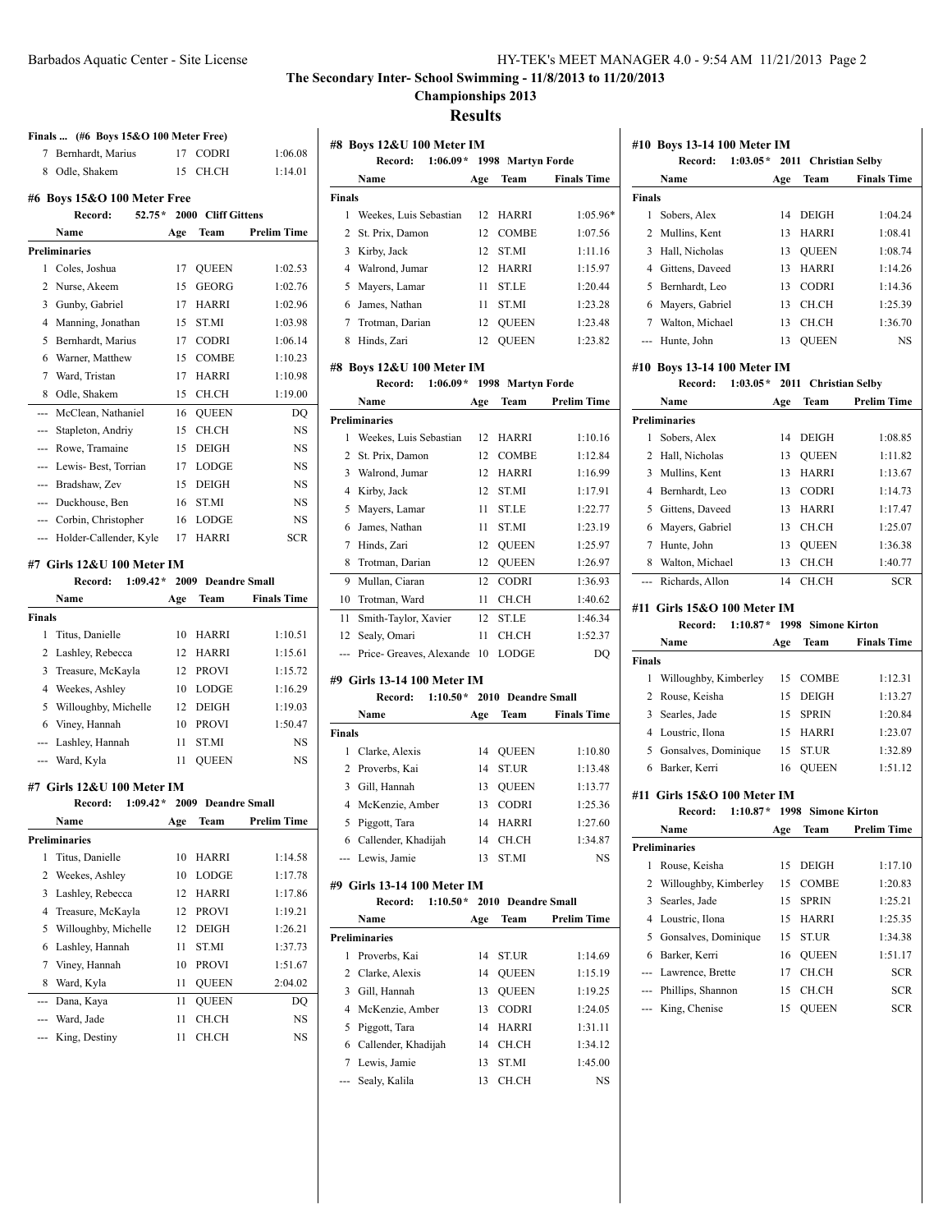**The Secondary Inter- School Swimming - 11/8/2013 to 11/20/2013**

**Championships 2013**

## Results

**Finals ... (#6 Boys 15&O 100 Meter Free)**

| | Name | Age | Team | Finals Time |
|---|---|---|---|---|
| 7 | Bernhardt, Marius | 17 | CODRI | 1:06.08 |
| 8 | Odle, Shakem | 15 | CH.CH | 1:14.01 |

### #6 Boys 15&O 100 Meter Free

Record: 52.75* 2000 Cliff Gittens

| | Name | Age | Team | Prelim Time |
|---|---|---|---|---|
| **Preliminaries** | | | | |
| 1 | Coles, Joshua | 17 | QUEEN | 1:02.53 |
| 2 | Nurse, Akeem | 15 | GEORG | 1:02.76 |
| 3 | Gunby, Gabriel | 17 | HARRI | 1:02.96 |
| 4 | Manning, Jonathan | 15 | ST.MI | 1:03.98 |
| 5 | Bernhardt, Marius | 17 | CODRI | 1:06.14 |
| 6 | Warner, Matthew | 15 | COMBE | 1:10.23 |
| 7 | Ward, Tristan | 17 | HARRI | 1:10.98 |
| 8 | Odle, Shakem | 15 | CH.CH | 1:19.00 |
| --- | McClean, Nathaniel | 16 | QUEEN | DQ |
| --- | Stapleton, Andriy | 15 | CH.CH | NS |
| --- | Rowe, Tramaine | 15 | DEIGH | NS |
| --- | Lewis- Best, Torrian | 17 | LODGE | NS |
| --- | Bradshaw, Zev | 15 | DEIGH | NS |
| --- | Duckhouse, Ben | 16 | ST.MI | NS |
| --- | Corbin, Christopher | 16 | LODGE | NS |
| --- | Holder-Callender, Kyle | 17 | HARRI | SCR |

### #7 Girls 12&U 100 Meter IM

Record: 1:09.42* 2009 Deandre Small

| | Name | Age | Team | Finals Time |
|---|---|---|---|---|
| **Finals** | | | | |
| 1 | Titus, Danielle | 10 | HARRI | 1:10.51 |
| 2 | Lashley, Rebecca | 12 | HARRI | 1:15.61 |
| 3 | Treasure, McKayla | 12 | PROVI | 1:15.72 |
| 4 | Weekes, Ashley | 10 | LODGE | 1:16.29 |
| 5 | Willoughby, Michelle | 12 | DEIGH | 1:19.03 |
| 6 | Viney, Hannah | 10 | PROVI | 1:50.47 |
| --- | Lashley, Hannah | 11 | ST.MI | NS |
| --- | Ward, Kyla | 11 | QUEEN | NS |

### #7 Girls 12&U 100 Meter IM

Record: 1:09.42* 2009 Deandre Small

| | Name | Age | Team | Prelim Time |
|---|---|---|---|---|
| **Preliminaries** | | | | |
| 1 | Titus, Danielle | 10 | HARRI | 1:14.58 |
| 2 | Weekes, Ashley | 10 | LODGE | 1:17.78 |
| 3 | Lashley, Rebecca | 12 | HARRI | 1:17.86 |
| 4 | Treasure, McKayla | 12 | PROVI | 1:19.21 |
| 5 | Willoughby, Michelle | 12 | DEIGH | 1:26.21 |
| 6 | Lashley, Hannah | 11 | ST.MI | 1:37.73 |
| 7 | Viney, Hannah | 10 | PROVI | 1:51.67 |
| 8 | Ward, Kyla | 11 | QUEEN | 2:04.02 |
| --- | Dana, Kaya | 11 | QUEEN | DQ |
| --- | Ward, Jade | 11 | CH.CH | NS |
| --- | King, Destiny | 11 | CH.CH | NS |

### #8 Boys 12&U 100 Meter IM

Record: 1:06.09* 1998 Martyn Forde

| | Name | Age | Team | Finals Time |
|---|---|---|---|---|
| **Finals** | | | | |
| 1 | Weekes, Luis Sebastian | 12 | HARRI | 1:05.96* |
| 2 | St. Prix, Damon | 12 | COMBE | 1:07.56 |
| 3 | Kirby, Jack | 12 | ST.MI | 1:11.16 |
| 4 | Walrond, Jumar | 12 | HARRI | 1:15.97 |
| 5 | Mayers, Lamar | 11 | ST.LE | 1:20.44 |
| 6 | James, Nathan | 11 | ST.MI | 1:23.28 |
| 7 | Trotman, Darian | 12 | QUEEN | 1:23.48 |
| 8 | Hinds, Zari | 12 | QUEEN | 1:23.82 |

### #8 Boys 12&U 100 Meter IM

Record: 1:06.09* 1998 Martyn Forde

| | Name | Age | Team | Prelim Time |
|---|---|---|---|---|
| **Preliminaries** | | | | |
| 1 | Weekes, Luis Sebastian | 12 | HARRI | 1:10.16 |
| 2 | St. Prix, Damon | 12 | COMBE | 1:12.84 |
| 3 | Walrond, Jumar | 12 | HARRI | 1:16.99 |
| 4 | Kirby, Jack | 12 | ST.MI | 1:17.91 |
| 5 | Mayers, Lamar | 11 | ST.LE | 1:22.77 |
| 6 | James, Nathan | 11 | ST.MI | 1:23.19 |
| 7 | Hinds, Zari | 12 | QUEEN | 1:25.97 |
| 8 | Trotman, Darian | 12 | QUEEN | 1:26.97 |
| 9 | Mullan, Ciaran | 12 | CODRI | 1:36.93 |
| 10 | Trotman, Ward | 11 | CH.CH | 1:40.62 |
| 11 | Smith-Taylor, Xavier | 12 | ST.LE | 1:46.34 |
| 12 | Sealy, Omari | 11 | CH.CH | 1:52.37 |
| --- | Price- Greaves, Alexande | 10 | LODGE | DQ |

### #9 Girls 13-14 100 Meter IM

Record: 1:10.50* 2010 Deandre Small

| | Name | Age | Team | Finals Time |
|---|---|---|---|---|
| **Finals** | | | | |
| 1 | Clarke, Alexis | 14 | QUEEN | 1:10.80 |
| 2 | Proverbs, Kai | 14 | ST.UR | 1:13.48 |
| 3 | Gill, Hannah | 13 | QUEEN | 1:13.77 |
| 4 | McKenzie, Amber | 13 | CODRI | 1:25.36 |
| 5 | Piggott, Tara | 14 | HARRI | 1:27.60 |
| 6 | Callender, Khadijah | 14 | CH.CH | 1:34.87 |
| --- | Lewis, Jamie | 13 | ST.MI | NS |

### #9 Girls 13-14 100 Meter IM

Record: 1:10.50* 2010 Deandre Small

| | Name | Age | Team | Prelim Time |
|---|---|---|---|---|
| **Preliminaries** | | | | |
| 1 | Proverbs, Kai | 14 | ST.UR | 1:14.69 |
| 2 | Clarke, Alexis | 14 | QUEEN | 1:15.19 |
| 3 | Gill, Hannah | 13 | QUEEN | 1:19.25 |
| 4 | McKenzie, Amber | 13 | CODRI | 1:24.05 |
| 5 | Piggott, Tara | 14 | HARRI | 1:31.11 |
| 6 | Callender, Khadijah | 14 | CH.CH | 1:34.12 |
| 7 | Lewis, Jamie | 13 | ST.MI | 1:45.00 |
| --- | Sealy, Kalila | 13 | CH.CH | NS |

### #10 Boys 13-14 100 Meter IM

Record: 1:03.05* 2011 Christian Selby

| | Name | Age | Team | Finals Time |
|---|---|---|---|---|
| **Finals** | | | | |
| 1 | Sobers, Alex | 14 | DEIGH | 1:04.24 |
| 2 | Mullins, Kent | 13 | HARRI | 1:08.41 |
| 3 | Hall, Nicholas | 13 | QUEEN | 1:08.74 |
| 4 | Gittens, Daveed | 13 | HARRI | 1:14.26 |
| 5 | Bernhardt, Leo | 13 | CODRI | 1:14.36 |
| 6 | Mayers, Gabriel | 13 | CH.CH | 1:25.39 |
| 7 | Walton, Michael | 13 | CH.CH | 1:36.70 |
| --- | Hunte, John | 13 | QUEEN | NS |

### #10 Boys 13-14 100 Meter IM

Record: 1:03.05* 2011 Christian Selby

| | Name | Age | Team | Prelim Time |
|---|---|---|---|---|
| **Preliminaries** | | | | |
| 1 | Sobers, Alex | 14 | DEIGH | 1:08.85 |
| 2 | Hall, Nicholas | 13 | QUEEN | 1:11.82 |
| 3 | Mullins, Kent | 13 | HARRI | 1:13.67 |
| 4 | Bernhardt, Leo | 13 | CODRI | 1:14.73 |
| 5 | Gittens, Daveed | 13 | HARRI | 1:17.47 |
| 6 | Mayers, Gabriel | 13 | CH.CH | 1:25.07 |
| 7 | Hunte, John | 13 | QUEEN | 1:36.38 |
| 8 | Walton, Michael | 13 | CH.CH | 1:40.77 |
| --- | Richards, Allon | 14 | CH.CH | SCR |

### #11 Girls 15&O 100 Meter IM

Record: 1:10.87* 1998 Simone Kirton

| | Name | Age | Team | Finals Time |
|---|---|---|---|---|
| **Finals** | | | | |
| 1 | Willoughby, Kimberley | 15 | COMBE | 1:12.31 |
| 2 | Rouse, Keisha | 15 | DEIGH | 1:13.27 |
| 3 | Searles, Jade | 15 | SPRIN | 1:20.84 |
| 4 | Loustric, Ilona | 15 | HARRI | 1:23.07 |
| 5 | Gonsalves, Dominique | 15 | ST.UR | 1:32.89 |
| 6 | Barker, Kerri | 16 | QUEEN | 1:51.12 |

### #11 Girls 15&O 100 Meter IM

Record: 1:10.87* 1998 Simone Kirton

| | Name | Age | Team | Prelim Time |
|---|---|---|---|---|
| **Preliminaries** | | | | |
| 1 | Rouse, Keisha | 15 | DEIGH | 1:17.10 |
| 2 | Willoughby, Kimberley | 15 | COMBE | 1:20.83 |
| 3 | Searles, Jade | 15 | SPRIN | 1:25.21 |
| 4 | Loustric, Ilona | 15 | HARRI | 1:25.35 |
| 5 | Gonsalves, Dominique | 15 | ST.UR | 1:34.38 |
| 6 | Barker, Kerri | 16 | QUEEN | 1:51.17 |
| --- | Lawrence, Brette | 17 | CH.CH | SCR |
| --- | Phillips, Shannon | 15 | CH.CH | SCR |
| --- | King, Chenise | 15 | QUEEN | SCR |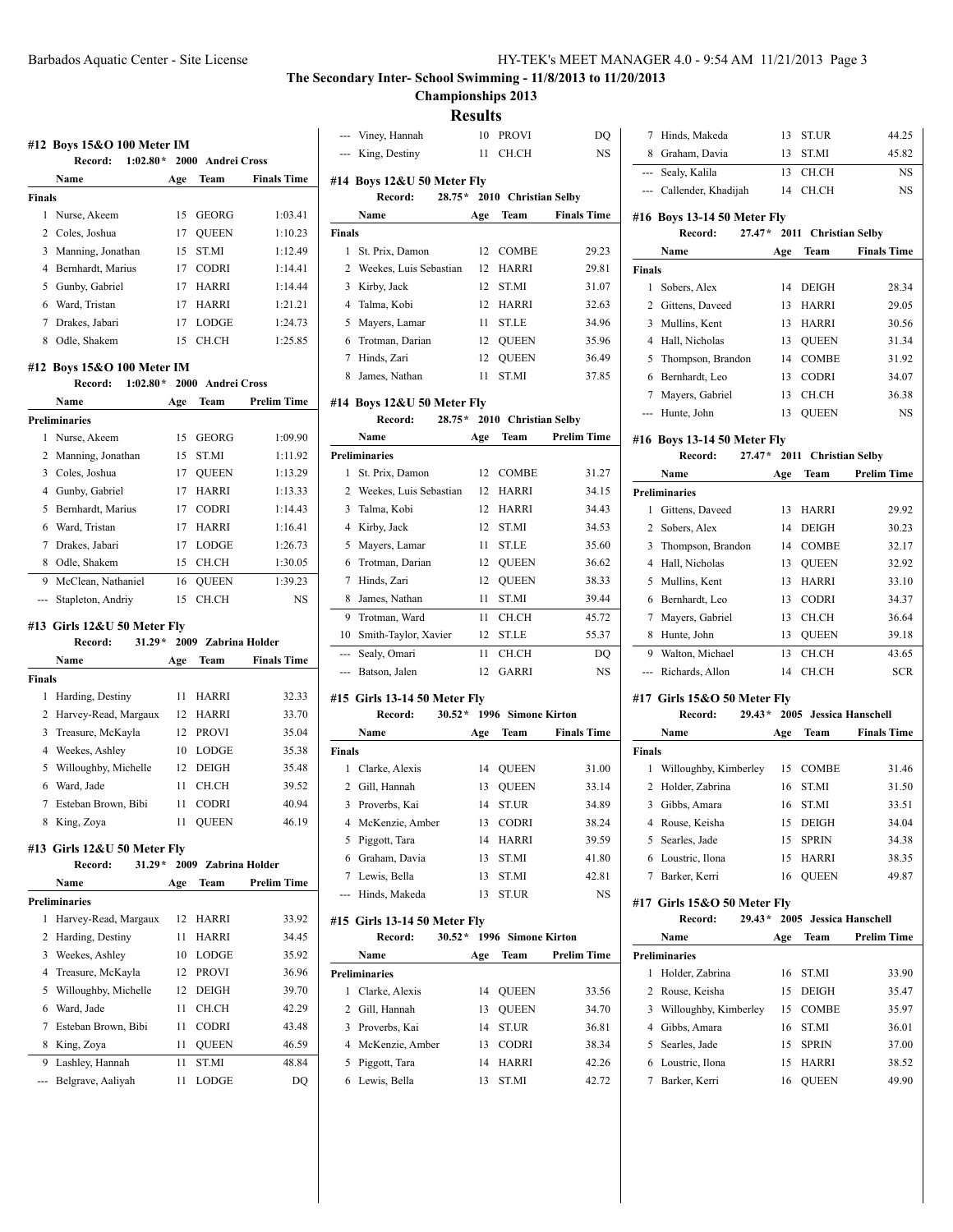# The Secondary Inter- School Swimming - 11/8/2013 to 11/20/2013

## Championships 2013

## Results

### #12 Boys 15&O 100 Meter IM

Record: 1:02.80* 2000 Andrei Cross

| | Name | Age | Team | Finals Time |
|---|---|---|---|---|
| **Finals** | | | | |
| 1 | Nurse, Akeem | 15 | GEORG | 1:03.41 |
| 2 | Coles, Joshua | 17 | QUEEN | 1:10.23 |
| 3 | Manning, Jonathan | 15 | ST.MI | 1:12.49 |
| 4 | Bernhardt, Marius | 17 | CODRI | 1:14.41 |
| 5 | Gunby, Gabriel | 17 | HARRI | 1:14.44 |
| 6 | Ward, Tristan | 17 | HARRI | 1:21.21 |
| 7 | Drakes, Jabari | 17 | LODGE | 1:24.73 |
| 8 | Odle, Shakem | 15 | CH.CH | 1:25.85 |

### #12 Boys 15&O 100 Meter IM

Record: 1:02.80* 2000 Andrei Cross

| | Name | Age | Team | Prelim Time |
|---|---|---|---|---|
| **Preliminaries** | | | | |
| 1 | Nurse, Akeem | 15 | GEORG | 1:09.90 |
| 2 | Manning, Jonathan | 15 | ST.MI | 1:11.92 |
| 3 | Coles, Joshua | 17 | QUEEN | 1:13.29 |
| 4 | Gunby, Gabriel | 17 | HARRI | 1:13.33 |
| 5 | Bernhardt, Marius | 17 | CODRI | 1:14.43 |
| 6 | Ward, Tristan | 17 | HARRI | 1:16.41 |
| 7 | Drakes, Jabari | 17 | LODGE | 1:26.73 |
| 8 | Odle, Shakem | 15 | CH.CH | 1:30.05 |
| 9 | McClean, Nathaniel | 16 | QUEEN | 1:39.23 |
| --- | Stapleton, Andriy | 15 | CH.CH | NS |

### #13 Girls 12&U 50 Meter Fly

Record: 31.29* 2009 Zabrina Holder

| | Name | Age | Team | Finals Time |
|---|---|---|---|---|
| **Finals** | | | | |
| 1 | Harding, Destiny | 11 | HARRI | 32.33 |
| 2 | Harvey-Read, Margaux | 12 | HARRI | 33.70 |
| 3 | Treasure, McKayla | 12 | PROVI | 35.04 |
| 4 | Weekes, Ashley | 10 | LODGE | 35.38 |
| 5 | Willoughby, Michelle | 12 | DEIGH | 35.48 |
| 6 | Ward, Jade | 11 | CH.CH | 39.52 |
| 7 | Esteban Brown, Bibi | 11 | CODRI | 40.94 |
| 8 | King, Zoya | 11 | QUEEN | 46.19 |

### #13 Girls 12&U 50 Meter Fly

Record: 31.29* 2009 Zabrina Holder

| | Name | Age | Team | Prelim Time |
|---|---|---|---|---|
| **Preliminaries** | | | | |
| 1 | Harvey-Read, Margaux | 12 | HARRI | 33.92 |
| 2 | Harding, Destiny | 11 | HARRI | 34.45 |
| 3 | Weekes, Ashley | 10 | LODGE | 35.92 |
| 4 | Treasure, McKayla | 12 | PROVI | 36.96 |
| 5 | Willoughby, Michelle | 12 | DEIGH | 39.70 |
| 6 | Ward, Jade | 11 | CH.CH | 42.29 |
| 7 | Esteban Brown, Bibi | 11 | CODRI | 43.48 |
| 8 | King, Zoya | 11 | QUEEN | 46.59 |
| 9 | Lashley, Hannah | 11 | ST.MI | 48.84 |
| --- | Belgrave, Aaliyah | 11 | LODGE | DQ |
| --- | Viney, Hannah | 10 | PROVI | DQ |
| --- | King, Destiny | 11 | CH.CH | NS |

### #14 Boys 12&U 50 Meter Fly

Record: 28.75* 2010 Christian Selby

| | Name | Age | Team | Finals Time |
|---|---|---|---|---|
| **Finals** | | | | |
| 1 | St. Prix, Damon | 12 | COMBE | 29.23 |
| 2 | Weekes, Luis Sebastian | 12 | HARRI | 29.81 |
| 3 | Kirby, Jack | 12 | ST.MI | 31.07 |
| 4 | Talma, Kobi | 12 | HARRI | 32.63 |
| 5 | Mayers, Lamar | 11 | ST.LE | 34.96 |
| 6 | Trotman, Darian | 12 | QUEEN | 35.96 |
| 7 | Hinds, Zari | 12 | QUEEN | 36.49 |
| 8 | James, Nathan | 11 | ST.MI | 37.85 |

### #14 Boys 12&U 50 Meter Fly

Record: 28.75* 2010 Christian Selby

| | Name | Age | Team | Prelim Time |
|---|---|---|---|---|
| **Preliminaries** | | | | |
| 1 | St. Prix, Damon | 12 | COMBE | 31.27 |
| 2 | Weekes, Luis Sebastian | 12 | HARRI | 34.15 |
| 3 | Talma, Kobi | 12 | HARRI | 34.43 |
| 4 | Kirby, Jack | 12 | ST.MI | 34.53 |
| 5 | Mayers, Lamar | 11 | ST.LE | 35.60 |
| 6 | Trotman, Darian | 12 | QUEEN | 36.62 |
| 7 | Hinds, Zari | 12 | QUEEN | 38.33 |
| 8 | James, Nathan | 11 | ST.MI | 39.44 |
| 9 | Trotman, Ward | 11 | CH.CH | 45.72 |
| 10 | Smith-Taylor, Xavier | 12 | ST.LE | 55.37 |
| --- | Sealy, Omari | 11 | CH.CH | DQ |
| --- | Batson, Jalen | 12 | GARRI | NS |

### #15 Girls 13-14 50 Meter Fly

Record: 30.52* 1996 Simone Kirton

| | Name | Age | Team | Finals Time |
|---|---|---|---|---|
| **Finals** | | | | |
| 1 | Clarke, Alexis | 14 | QUEEN | 31.00 |
| 2 | Gill, Hannah | 13 | QUEEN | 33.14 |
| 3 | Proverbs, Kai | 14 | ST.UR | 34.89 |
| 4 | McKenzie, Amber | 13 | CODRI | 38.24 |
| 5 | Piggott, Tara | 14 | HARRI | 39.59 |
| 6 | Graham, Davia | 13 | ST.MI | 41.80 |
| 7 | Lewis, Bella | 13 | ST.MI | 42.81 |
| --- | Hinds, Makeda | 13 | ST.UR | NS |

### #15 Girls 13-14 50 Meter Fly

Record: 30.52* 1996 Simone Kirton

| | Name | Age | Team | Prelim Time |
|---|---|---|---|---|
| **Preliminaries** | | | | |
| 1 | Clarke, Alexis | 14 | QUEEN | 33.56 |
| 2 | Gill, Hannah | 13 | QUEEN | 34.70 |
| 3 | Proverbs, Kai | 14 | ST.UR | 36.81 |
| 4 | McKenzie, Amber | 13 | CODRI | 38.34 |
| 5 | Piggott, Tara | 14 | HARRI | 42.26 |
| 6 | Lewis, Bella | 13 | ST.MI | 42.72 |
| 7 | Hinds, Makeda | 13 | ST.UR | 44.25 |
| 8 | Graham, Davia | 13 | ST.MI | 45.82 |
| --- | Sealy, Kalila | 13 | CH.CH | NS |
| --- | Callender, Khadijah | 14 | CH.CH | NS |

### #16 Boys 13-14 50 Meter Fly

Record: 27.47* 2011 Christian Selby

| | Name | Age | Team | Finals Time |
|---|---|---|---|---|
| **Finals** | | | | |
| 1 | Sobers, Alex | 14 | DEIGH | 28.34 |
| 2 | Gittens, Daveed | 13 | HARRI | 29.05 |
| 3 | Mullins, Kent | 13 | HARRI | 30.56 |
| 4 | Hall, Nicholas | 13 | QUEEN | 31.34 |
| 5 | Thompson, Brandon | 14 | COMBE | 31.92 |
| 6 | Bernhardt, Leo | 13 | CODRI | 34.07 |
| 7 | Mayers, Gabriel | 13 | CH.CH | 36.38 |
| --- | Hunte, John | 13 | QUEEN | NS |

### #16 Boys 13-14 50 Meter Fly

Record: 27.47* 2011 Christian Selby

| | Name | Age | Team | Prelim Time |
|---|---|---|---|---|
| **Preliminaries** | | | | |
| 1 | Gittens, Daveed | 13 | HARRI | 29.92 |
| 2 | Sobers, Alex | 14 | DEIGH | 30.23 |
| 3 | Thompson, Brandon | 14 | COMBE | 32.17 |
| 4 | Hall, Nicholas | 13 | QUEEN | 32.92 |
| 5 | Mullins, Kent | 13 | HARRI | 33.10 |
| 6 | Bernhardt, Leo | 13 | CODRI | 34.37 |
| 7 | Mayers, Gabriel | 13 | CH.CH | 36.64 |
| 8 | Hunte, John | 13 | QUEEN | 39.18 |
| 9 | Walton, Michael | 13 | CH.CH | 43.65 |
| --- | Richards, Allon | 14 | CH.CH | SCR |

### #17 Girls 15&O 50 Meter Fly

Record: 29.43* 2005 Jessica Hanschell

| | Name | Age | Team | Finals Time |
|---|---|---|---|---|
| **Finals** | | | | |
| 1 | Willoughby, Kimberley | 15 | COMBE | 31.46 |
| 2 | Holder, Zabrina | 16 | ST.MI | 31.50 |
| 3 | Gibbs, Amara | 16 | ST.MI | 33.51 |
| 4 | Rouse, Keisha | 15 | DEIGH | 34.04 |
| 5 | Searles, Jade | 15 | SPRIN | 34.38 |
| 6 | Loustric, Ilona | 15 | HARRI | 38.35 |
| 7 | Barker, Kerri | 16 | QUEEN | 49.87 |

### #17 Girls 15&O 50 Meter Fly

Record: 29.43* 2005 Jessica Hanschell

| | Name | Age | Team | Prelim Time |
|---|---|---|---|---|
| **Preliminaries** | | | | |
| 1 | Holder, Zabrina | 16 | ST.MI | 33.90 |
| 2 | Rouse, Keisha | 15 | DEIGH | 35.47 |
| 3 | Willoughby, Kimberley | 15 | COMBE | 35.97 |
| 4 | Gibbs, Amara | 16 | ST.MI | 36.01 |
| 5 | Searles, Jade | 15 | SPRIN | 37.00 |
| 6 | Loustric, Ilona | 15 | HARRI | 38.52 |
| 7 | Barker, Kerri | 16 | QUEEN | 49.90 |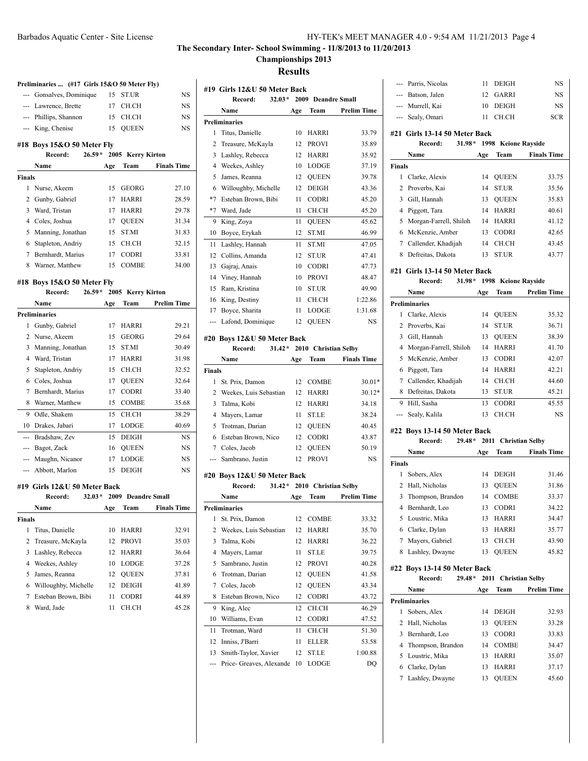## The Secondary Inter- School Swimming - 11/8/2013 to 11/20/2013

## Championships 2013

## Results

### Preliminaries ... (#17 Girls 15&O 50 Meter Fly)

| | Name | Age | Team | Prelim Time |
|---|---|---|---|---|
| --- | Gonsalves, Dominique | 15 | ST.UR | NS |
| --- | Lawrence, Brette | 17 | CH.CH | NS |
| --- | Phillips, Shannon | 15 | CH.CH | NS |
| --- | King, Chenise | 15 | QUEEN | NS |

### #18 Boys 15&O 50 Meter Fly

Record: 26.59* 2005 Kerry Kirton

| | Name | Age | Team | Finals Time |
|---|---|---|---|---|
| **Finals** | | | | |
| 1 | Nurse, Akeem | 15 | GEORG | 27.10 |
| 2 | Gunby, Gabriel | 17 | HARRI | 28.59 |
| 3 | Ward, Tristan | 17 | HARRI | 29.78 |
| 4 | Coles, Joshua | 17 | QUEEN | 31.34 |
| 5 | Manning, Jonathan | 15 | ST.MI | 31.83 |
| 6 | Stapleton, Andriy | 15 | CH.CH | 32.15 |
| 7 | Bernhardt, Marius | 17 | CODRI | 33.81 |
| 8 | Warner, Matthew | 15 | COMBE | 34.00 |

### #18 Boys 15&O 50 Meter Fly

Record: 26.59* 2005 Kerry Kirton

| | Name | Age | Team | Prelim Time |
|---|---|---|---|---|
| **Preliminaries** | | | | |
| 1 | Gunby, Gabriel | 17 | HARRI | 29.21 |
| 2 | Nurse, Akeem | 15 | GEORG | 29.64 |
| 3 | Manning, Jonathan | 15 | ST.MI | 30.49 |
| 4 | Ward, Tristan | 17 | HARRI | 31.98 |
| 5 | Stapleton, Andriy | 15 | CH.CH | 32.52 |
| 6 | Coles, Joshua | 17 | QUEEN | 32.64 |
| 7 | Bernhardt, Marius | 17 | CODRI | 33.40 |
| 8 | Warner, Matthew | 15 | COMBE | 35.68 |
| 9 | Odle, Shakem | 15 | CH.CH | 38.29 |
| 10 | Drakes, Jabari | 17 | LODGE | 40.69 |
| --- | Bradshaw, Zev | 15 | DEIGH | NS |
| --- | Bagot, Zack | 16 | QUEEN | NS |
| --- | Maughn, Nicanor | 17 | LODGE | NS |
| --- | Abbott, Marlon | 15 | DEIGH | NS |

### #19 Girls 12&U 50 Meter Back

Record: 32.03* 2009 Deandre Small

| | Name | Age | Team | Finals Time |
|---|---|---|---|---|
| **Finals** | | | | |
| 1 | Titus, Danielle | 10 | HARRI | 32.91 |
| 2 | Treasure, McKayla | 12 | PROVI | 35.03 |
| 3 | Lashley, Rebecca | 12 | HARRI | 36.64 |
| 4 | Weekes, Ashley | 10 | LODGE | 37.28 |
| 5 | James, Reanna | 12 | QUEEN | 37.81 |
| 6 | Willoughby, Michelle | 12 | DEIGH | 41.89 |
| 7 | Esteban Brown, Bibi | 11 | CODRI | 44.89 |
| 8 | Ward, Jade | 11 | CH.CH | 45.28 |

### #19 Girls 12&U 50 Meter Back

Record: 32.03* 2009 Deandre Small

| | Name | Age | Team | Prelim Time |
|---|---|---|---|---|
| **Preliminaries** | | | | |
| 1 | Titus, Danielle | 10 | HARRI | 33.79 |
| 2 | Treasure, McKayla | 12 | PROVI | 35.89 |
| 3 | Lashley, Rebecca | 12 | HARRI | 35.92 |
| 4 | Weekes, Ashley | 10 | LODGE | 37.19 |
| 5 | James, Reanna | 12 | QUEEN | 39.78 |
| 6 | Willoughby, Michelle | 12 | DEIGH | 43.36 |
| *7 | Esteban Brown, Bibi | 11 | CODRI | 45.20 |
| *7 | Ward, Jade | 11 | CH.CH | 45.20 |
| 9 | King, Zoya | 11 | QUEEN | 45.62 |
| 10 | Boyce, Erykah | 12 | ST.MI | 46.99 |
| 11 | Lashley, Hannah | 11 | ST.MI | 47.05 |
| 12 | Collins, Amanda | 12 | ST.UR | 47.41 |
| 13 | Gajraj, Anais | 10 | CODRI | 47.73 |
| 14 | Viney, Hannah | 10 | PROVI | 48.47 |
| 15 | Ram, Kristina | 10 | ST.UR | 49.90 |
| 16 | King, Destiny | 11 | CH.CH | 1:22.86 |
| 17 | Boyce, Sharita | 11 | LODGE | 1:31.68 |
| --- | Lafond, Dominique | 12 | QUEEN | NS |

### #20 Boys 12&U 50 Meter Back

Record: 31.42* 2010 Christian Selby

| | Name | Age | Team | Finals Time |
|---|---|---|---|---|
| **Finals** | | | | |
| 1 | St. Prix, Damon | 12 | COMBE | 30.01* |
| 2 | Weekes, Luis Sebastian | 12 | HARRI | 30.12* |
| 3 | Talma, Kobi | 12 | HARRI | 34.18 |
| 4 | Mayers, Lamar | 11 | ST.LE | 38.24 |
| 5 | Trotman, Darian | 12 | QUEEN | 40.45 |
| 6 | Esteban Brown, Nico | 12 | CODRI | 43.87 |
| 7 | Coles, Jacob | 12 | QUEEN | 50.19 |
| --- | Sambrano, Justin | 12 | PROVI | NS |

### #20 Boys 12&U 50 Meter Back

Record: 31.42* 2010 Christian Selby

| | Name | Age | Team | Prelim Time |
|---|---|---|---|---|
| **Preliminaries** | | | | |
| 1 | St. Prix, Damon | 12 | COMBE | 33.32 |
| 2 | Weekes, Luis Sebastian | 12 | HARRI | 35.70 |
| 3 | Talma, Kobi | 12 | HARRI | 36.22 |
| 4 | Mayers, Lamar | 11 | ST.LE | 39.75 |
| 5 | Sambrano, Justin | 12 | PROVI | 40.28 |
| 6 | Trotman, Darian | 12 | QUEEN | 41.58 |
| 7 | Coles, Jacob | 12 | QUEEN | 43.34 |
| 8 | Esteban Brown, Nico | 12 | CODRI | 43.72 |
| 9 | King, Alec | 12 | CH.CH | 46.29 |
| 10 | Williams, Evan | 12 | CODRI | 47.52 |
| 11 | Trotman, Ward | 11 | CH.CH | 51.30 |
| 12 | Inniss, J'Barri | 11 | ELLER | 53.58 |
| 13 | Smith-Taylor, Xavier | 12 | ST.LE | 1:00.88 |
| --- | Price- Greaves, Alexande | 10 | LODGE | DQ |
| --- | Parris, Nicolas | 11 | DEIGH | NS |
| --- | Batson, Jalen | 12 | GARRI | NS |
| --- | Murrell, Kai | 10 | DEIGH | NS |
| --- | Sealy, Omari | 11 | CH.CH | SCR |

### #21 Girls 13-14 50 Meter Back

Record: 31.98* 1998 Keione Rayside

| | Name | Age | Team | Finals Time |
|---|---|---|---|---|
| **Finals** | | | | |
| 1 | Clarke, Alexis | 14 | QUEEN | 33.75 |
| 2 | Proverbs, Kai | 14 | ST.UR | 35.56 |
| 3 | Gill, Hannah | 13 | QUEEN | 35.83 |
| 4 | Piggott, Tara | 14 | HARRI | 40.61 |
| 5 | Morgan-Farrell, Shiloh | 14 | HARRI | 41.12 |
| 6 | McKenzie, Amber | 13 | CODRI | 42.65 |
| 7 | Callender, Khadijah | 14 | CH.CH | 43.45 |
| 8 | Defreitas, Dakota | 13 | ST.UR | 43.77 |

### #21 Girls 13-14 50 Meter Back

Record: 31.98* 1998 Keione Rayside

| | Name | Age | Team | Prelim Time |
|---|---|---|---|---|
| **Preliminaries** | | | | |
| 1 | Clarke, Alexis | 14 | QUEEN | 35.32 |
| 2 | Proverbs, Kai | 14 | ST.UR | 36.71 |
| 3 | Gill, Hannah | 13 | QUEEN | 38.39 |
| 4 | Morgan-Farrell, Shiloh | 14 | HARRI | 41.70 |
| 5 | McKenzie, Amber | 13 | CODRI | 42.07 |
| 6 | Piggott, Tara | 14 | HARRI | 42.21 |
| 7 | Callender, Khadijah | 14 | CH.CH | 44.60 |
| 8 | Defreitas, Dakota | 13 | ST.UR | 45.21 |
| 9 | Hill, Sasha | 13 | CODRI | 45.55 |
| --- | Sealy, Kalila | 13 | CH.CH | NS |

### #22 Boys 13-14 50 Meter Back

Record: 29.48* 2011 Christian Selby

| | Name | Age | Team | Finals Time |
|---|---|---|---|---|
| **Finals** | | | | |
| 1 | Sobers, Alex | 14 | DEIGH | 31.46 |
| 2 | Hall, Nicholas | 13 | QUEEN | 31.86 |
| 3 | Thompson, Brandon | 14 | COMBE | 33.37 |
| 4 | Bernhardt, Leo | 13 | CODRI | 34.22 |
| 5 | Loustric, Mika | 13 | HARRI | 34.47 |
| 6 | Clarke, Dylan | 13 | HARRI | 35.77 |
| 7 | Mayers, Gabriel | 13 | CH.CH | 43.90 |
| 8 | Lashley, Dwayne | 13 | QUEEN | 45.82 |

### #22 Boys 13-14 50 Meter Back

Record: 29.48* 2011 Christian Selby

| | Name | Age | Team | Prelim Time |
|---|---|---|---|---|
| **Preliminaries** | | | | |
| 1 | Sobers, Alex | 14 | DEIGH | 32.93 |
| 2 | Hall, Nicholas | 13 | QUEEN | 33.28 |
| 3 | Bernhardt, Leo | 13 | CODRI | 33.83 |
| 4 | Thompson, Brandon | 14 | COMBE | 34.47 |
| 5 | Loustric, Mika | 13 | HARRI | 35.07 |
| 6 | Clarke, Dylan | 13 | HARRI | 37.17 |
| 7 | Lashley, Dwayne | 13 | QUEEN | 45.60 |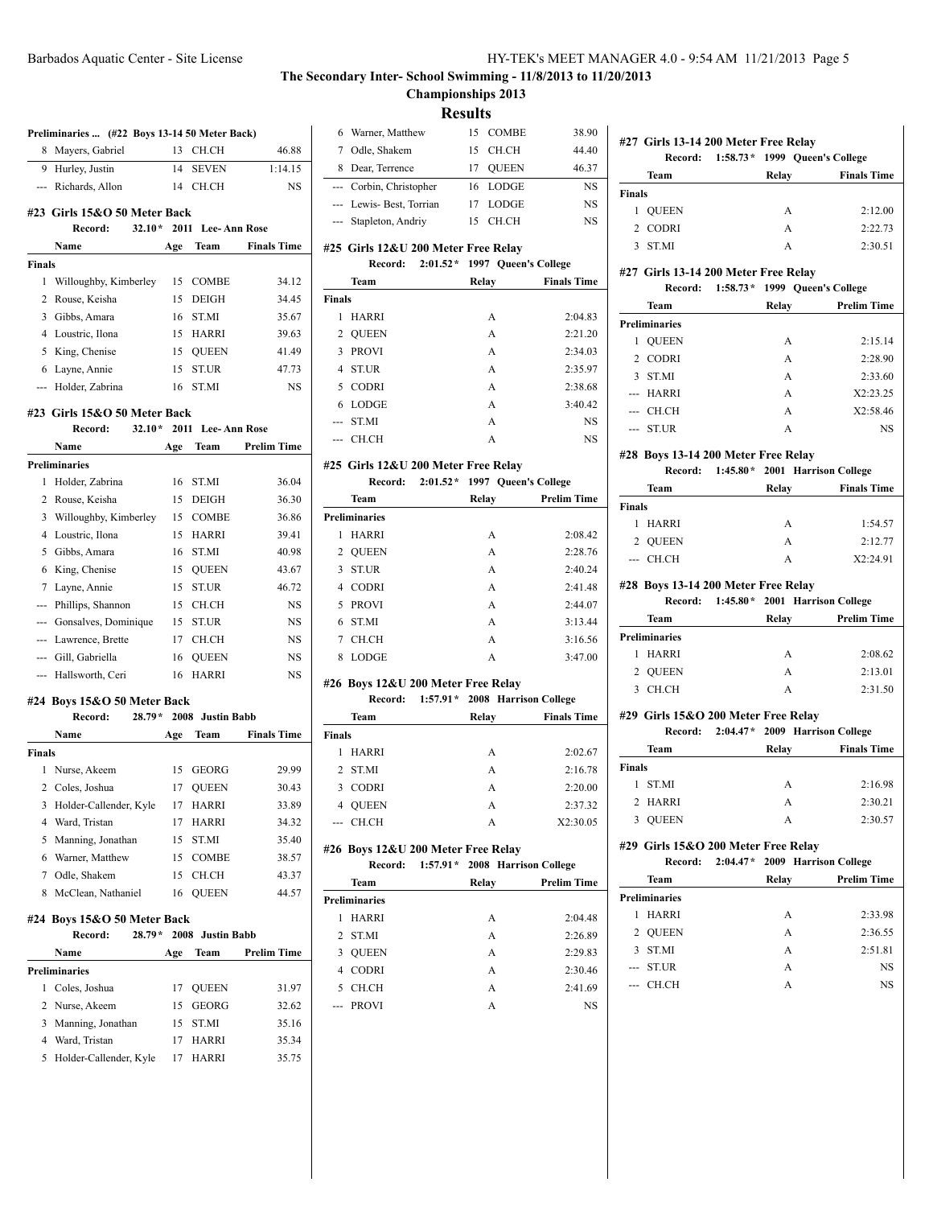# The Secondary Inter- School Swimming - 11/8/2013 to 11/20/2013

## Championships 2013

## Results

### Preliminaries ... (#22 Boys 13-14 50 Meter Back)

| | Name | Age | Team | Prelim Time |
|---|---|---|---|---|
| 8 | Mayers, Gabriel | 13 | CH.CH | 46.88 |
| 9 | Hurley, Justin | 14 | SEVEN | 1:14.15 |
| --- | Richards, Allon | 14 | CH.CH | NS |

### #23 Girls 15&O 50 Meter Back

Record: 32.10* 2011 Lee- Ann Rose

| | Name | Age | Team | Finals Time |
|---|---|---|---|---|
| **Finals** | | | | |
| 1 | Willoughby, Kimberley | 15 | COMBE | 34.12 |
| 2 | Rouse, Keisha | 15 | DEIGH | 34.45 |
| 3 | Gibbs, Amara | 16 | ST.MI | 35.67 |
| 4 | Loustric, Ilona | 15 | HARRI | 39.63 |
| 5 | King, Chenise | 15 | QUEEN | 41.49 |
| 6 | Layne, Annie | 15 | ST.UR | 47.73 |
| --- | Holder, Zabrina | 16 | ST.MI | NS |

### #23 Girls 15&O 50 Meter Back

Record: 32.10* 2011 Lee- Ann Rose

| | Name | Age | Team | Prelim Time |
|---|---|---|---|---|
| **Preliminaries** | | | | |
| 1 | Holder, Zabrina | 16 | ST.MI | 36.04 |
| 2 | Rouse, Keisha | 15 | DEIGH | 36.30 |
| 3 | Willoughby, Kimberley | 15 | COMBE | 36.86 |
| 4 | Loustric, Ilona | 15 | HARRI | 39.41 |
| 5 | Gibbs, Amara | 16 | ST.MI | 40.98 |
| 6 | King, Chenise | 15 | QUEEN | 43.67 |
| 7 | Layne, Annie | 15 | ST.UR | 46.72 |
| --- | Phillips, Shannon | 15 | CH.CH | NS |
| --- | Gonsalves, Dominique | 15 | ST.UR | NS |
| --- | Lawrence, Brette | 17 | CH.CH | NS |
| --- | Gill, Gabriella | 16 | QUEEN | NS |
| --- | Hallsworth, Ceri | 16 | HARRI | NS |

### #24 Boys 15&O 50 Meter Back

Record: 28.79* 2008 Justin Babb

| | Name | Age | Team | Finals Time |
|---|---|---|---|---|
| **Finals** | | | | |
| 1 | Nurse, Akeem | 15 | GEORG | 29.99 |
| 2 | Coles, Joshua | 17 | QUEEN | 30.43 |
| 3 | Holder-Callender, Kyle | 17 | HARRI | 33.89 |
| 4 | Ward, Tristan | 17 | HARRI | 34.32 |
| 5 | Manning, Jonathan | 15 | ST.MI | 35.40 |
| 6 | Warner, Matthew | 15 | COMBE | 38.57 |
| 7 | Odle, Shakem | 15 | CH.CH | 43.37 |
| 8 | McClean, Nathaniel | 16 | QUEEN | 44.57 |

### #24 Boys 15&O 50 Meter Back

Record: 28.79* 2008 Justin Babb

| | Name | Age | Team | Prelim Time |
|---|---|---|---|---|
| **Preliminaries** | | | | |
| 1 | Coles, Joshua | 17 | QUEEN | 31.97 |
| 2 | Nurse, Akeem | 15 | GEORG | 32.62 |
| 3 | Manning, Jonathan | 15 | ST.MI | 35.16 |
| 4 | Ward, Tristan | 17 | HARRI | 35.34 |
| 5 | Holder-Callender, Kyle | 17 | HARRI | 35.75 |
| 6 | Warner, Matthew | 15 | COMBE | 38.90 |
| 7 | Odle, Shakem | 15 | CH.CH | 44.40 |
| 8 | Dear, Terrence | 17 | QUEEN | 46.37 |
| --- | Corbin, Christopher | 16 | LODGE | NS |
| --- | Lewis- Best, Torrian | 17 | LODGE | NS |
| --- | Stapleton, Andriy | 15 | CH.CH | NS |

### #25 Girls 12&U 200 Meter Free Relay

Record: 2:01.52* 1997 Queen's College

| | Team | Relay | Finals Time |
|---|---|---|---|
| **Finals** | | | |
| 1 | HARRI | A | 2:04.83 |
| 2 | QUEEN | A | 2:21.20 |
| 3 | PROVI | A | 2:34.03 |
| 4 | ST.UR | A | 2:35.97 |
| 5 | CODRI | A | 2:38.68 |
| 6 | LODGE | A | 3:40.42 |
| --- | ST.MI | A | NS |
| --- | CH.CH | A | NS |

### #25 Girls 12&U 200 Meter Free Relay

Record: 2:01.52* 1997 Queen's College

| | Team | Relay | Prelim Time |
|---|---|---|---|
| **Preliminaries** | | | |
| 1 | HARRI | A | 2:08.42 |
| 2 | QUEEN | A | 2:28.76 |
| 3 | ST.UR | A | 2:40.24 |
| 4 | CODRI | A | 2:41.48 |
| 5 | PROVI | A | 2:44.07 |
| 6 | ST.MI | A | 3:13.44 |
| 7 | CH.CH | A | 3:16.56 |
| 8 | LODGE | A | 3:47.00 |

### #26 Boys 12&U 200 Meter Free Relay

Record: 1:57.91* 2008 Harrison College

| | Team | Relay | Finals Time |
|---|---|---|---|
| **Finals** | | | |
| 1 | HARRI | A | 2:02.67 |
| 2 | ST.MI | A | 2:16.78 |
| 3 | CODRI | A | 2:20.00 |
| 4 | QUEEN | A | 2:37.32 |
| --- | CH.CH | A | X2:30.05 |

### #26 Boys 12&U 200 Meter Free Relay

Record: 1:57.91* 2008 Harrison College

| | Team | Relay | Prelim Time |
|---|---|---|---|
| **Preliminaries** | | | |
| 1 | HARRI | A | 2:04.48 |
| 2 | ST.MI | A | 2:26.89 |
| 3 | QUEEN | A | 2:29.83 |
| 4 | CODRI | A | 2:30.46 |
| 5 | CH.CH | A | 2:41.69 |
| --- | PROVI | A | NS |

### #27 Girls 13-14 200 Meter Free Relay

Record: 1:58.73* 1999 Queen's College

| | Team | Relay | Finals Time |
|---|---|---|---|
| **Finals** | | | |
| 1 | QUEEN | A | 2:12.00 |
| 2 | CODRI | A | 2:22.73 |
| 3 | ST.MI | A | 2:30.51 |

### #27 Girls 13-14 200 Meter Free Relay

Record: 1:58.73* 1999 Queen's College

| | Team | Relay | Prelim Time |
|---|---|---|---|
| **Preliminaries** | | | |
| 1 | QUEEN | A | 2:15.14 |
| 2 | CODRI | A | 2:28.90 |
| 3 | ST.MI | A | 2:33.60 |
| --- | HARRI | A | X2:23.25 |
| --- | CH.CH | A | X2:58.46 |
| --- | ST.UR | A | NS |

### #28 Boys 13-14 200 Meter Free Relay

Record: 1:45.80* 2001 Harrison College

| | Team | Relay | Finals Time |
|---|---|---|---|
| **Finals** | | | |
| 1 | HARRI | A | 1:54.57 |
| 2 | QUEEN | A | 2:12.77 |
| --- | CH.CH | A | X2:24.91 |

### #28 Boys 13-14 200 Meter Free Relay

Record: 1:45.80* 2001 Harrison College

| | Team | Relay | Prelim Time |
|---|---|---|---|
| **Preliminaries** | | | |
| 1 | HARRI | A | 2:08.62 |
| 2 | QUEEN | A | 2:13.01 |
| 3 | CH.CH | A | 2:31.50 |

### #29 Girls 15&O 200 Meter Free Relay

Record: 2:04.47* 2009 Harrison College

| | Team | Relay | Finals Time |
|---|---|---|---|
| **Finals** | | | |
| 1 | ST.MI | A | 2:16.98 |
| 2 | HARRI | A | 2:30.21 |
| 3 | QUEEN | A | 2:30.57 |

### #29 Girls 15&O 200 Meter Free Relay

Record: 2:04.47* 2009 Harrison College

| | Team | Relay | Prelim Time |
|---|---|---|---|
| **Preliminaries** | | | |
| 1 | HARRI | A | 2:33.98 |
| 2 | QUEEN | A | 2:36.55 |
| 3 | ST.MI | A | 2:51.81 |
| --- | ST.UR | A | NS |
| --- | CH.CH | A | NS |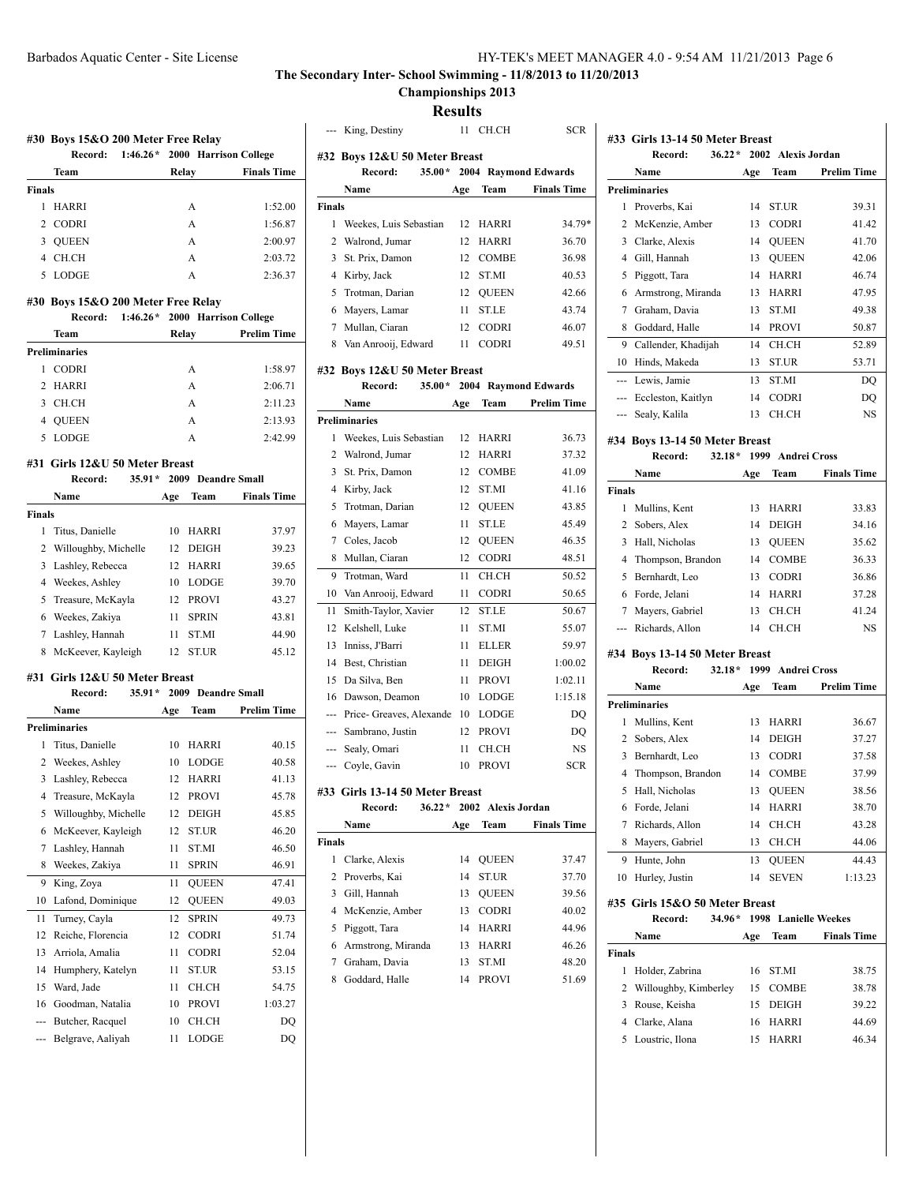**The Secondary Inter- School Swimming - 11/8/2013 to 11/20/2013**

**Championships 2013**

**Results**

### #30 Boys 15&O 200 Meter Free Relay

Record: 1:46.26* 2000 Harrison College

| | Team | Relay | Finals Time |
|---|---|---|---|
| **Finals** | | | |
| 1 | HARRI | A | 1:52.00 |
| 2 | CODRI | A | 1:56.87 |
| 3 | QUEEN | A | 2:00.97 |
| 4 | CH.CH | A | 2:03.72 |
| 5 | LODGE | A | 2:36.37 |

### #30 Boys 15&O 200 Meter Free Relay

Record: 1:46.26* 2000 Harrison College

| | Team | Relay | Prelim Time |
|---|---|---|---|
| **Preliminaries** | | | |
| 1 | CODRI | A | 1:58.97 |
| 2 | HARRI | A | 2:06.71 |
| 3 | CH.CH | A | 2:11.23 |
| 4 | QUEEN | A | 2:13.93 |
| 5 | LODGE | A | 2:42.99 |

### #31 Girls 12&U 50 Meter Breast

Record: 35.91* 2009 Deandre Small

| | Name | Age | Team | Finals Time |
|---|---|---|---|---|
| **Finals** | | | | |
| 1 | Titus, Danielle | 10 | HARRI | 37.97 |
| 2 | Willoughby, Michelle | 12 | DEIGH | 39.23 |
| 3 | Lashley, Rebecca | 12 | HARRI | 39.65 |
| 4 | Weekes, Ashley | 10 | LODGE | 39.70 |
| 5 | Treasure, McKayla | 12 | PROVI | 43.27 |
| 6 | Weekes, Zakiya | 11 | SPRIN | 43.81 |
| 7 | Lashley, Hannah | 11 | ST.MI | 44.90 |
| 8 | McKeever, Kayleigh | 12 | ST.UR | 45.12 |

### #31 Girls 12&U 50 Meter Breast

Record: 35.91* 2009 Deandre Small

| | Name | Age | Team | Prelim Time |
|---|---|---|---|---|
| **Preliminaries** | | | | |
| 1 | Titus, Danielle | 10 | HARRI | 40.15 |
| 2 | Weekes, Ashley | 10 | LODGE | 40.58 |
| 3 | Lashley, Rebecca | 12 | HARRI | 41.13 |
| 4 | Treasure, McKayla | 12 | PROVI | 45.78 |
| 5 | Willoughby, Michelle | 12 | DEIGH | 45.85 |
| 6 | McKeever, Kayleigh | 12 | ST.UR | 46.20 |
| 7 | Lashley, Hannah | 11 | ST.MI | 46.50 |
| 8 | Weekes, Zakiya | 11 | SPRIN | 46.91 |
| 9 | King, Zoya | 11 | QUEEN | 47.41 |
| 10 | Lafond, Dominique | 12 | QUEEN | 49.03 |
| 11 | Turney, Cayla | 12 | SPRIN | 49.73 |
| 12 | Reiche, Florencia | 12 | CODRI | 51.74 |
| 13 | Arriola, Amalia | 11 | CODRI | 52.04 |
| 14 | Humphery, Katelyn | 11 | ST.UR | 53.15 |
| 15 | Ward, Jade | 11 | CH.CH | 54.75 |
| 16 | Goodman, Natalia | 10 | PROVI | 1:03.27 |
| --- | Butcher, Racquel | 10 | CH.CH | DQ |
| --- | Belgrave, Aaliyah | 11 | LODGE | DQ |
| --- | King, Destiny | 11 | CH.CH | SCR |

### #32 Boys 12&U 50 Meter Breast

Record: 35.00* 2004 Raymond Edwards

| | Name | Age | Team | Finals Time |
|---|---|---|---|---|
| **Finals** | | | | |
| 1 | Weekes, Luis Sebastian | 12 | HARRI | 34.79* |
| 2 | Walrond, Jumar | 12 | HARRI | 36.70 |
| 3 | St. Prix, Damon | 12 | COMBE | 36.98 |
| 4 | Kirby, Jack | 12 | ST.MI | 40.53 |
| 5 | Trotman, Darian | 12 | QUEEN | 42.66 |
| 6 | Mayers, Lamar | 11 | ST.LE | 43.74 |
| 7 | Mullan, Ciaran | 12 | CODRI | 46.07 |
| 8 | Van Anrooij, Edward | 11 | CODRI | 49.51 |

### #32 Boys 12&U 50 Meter Breast

Record: 35.00* 2004 Raymond Edwards

| | Name | Age | Team | Prelim Time |
|---|---|---|---|---|
| **Preliminaries** | | | | |
| 1 | Weekes, Luis Sebastian | 12 | HARRI | 36.73 |
| 2 | Walrond, Jumar | 12 | HARRI | 37.32 |
| 3 | St. Prix, Damon | 12 | COMBE | 41.09 |
| 4 | Kirby, Jack | 12 | ST.MI | 41.16 |
| 5 | Trotman, Darian | 12 | QUEEN | 43.85 |
| 6 | Mayers, Lamar | 11 | ST.LE | 45.49 |
| 7 | Coles, Jacob | 12 | QUEEN | 46.35 |
| 8 | Mullan, Ciaran | 12 | CODRI | 48.51 |
| 9 | Trotman, Ward | 11 | CH.CH | 50.52 |
| 10 | Van Anrooij, Edward | 11 | CODRI | 50.65 |
| 11 | Smith-Taylor, Xavier | 12 | ST.LE | 50.67 |
| 12 | Kelshell, Luke | 11 | ST.MI | 55.07 |
| 13 | Inniss, J'Barri | 11 | ELLER | 59.97 |
| 14 | Best, Christian | 11 | DEIGH | 1:00.02 |
| 15 | Da Silva, Ben | 11 | PROVI | 1:02.11 |
| 16 | Dawson, Deamon | 10 | LODGE | 1:15.18 |
| --- | Price- Greaves, Alexande | 10 | LODGE | DQ |
| --- | Sambrano, Justin | 12 | PROVI | DQ |
| --- | Sealy, Omari | 11 | CH.CH | NS |
| --- | Coyle, Gavin | 10 | PROVI | SCR |

### #33 Girls 13-14 50 Meter Breast

Record: 36.22* 2002 Alexis Jordan

| | Name | Age | Team | Finals Time |
|---|---|---|---|---|
| **Finals** | | | | |
| 1 | Clarke, Alexis | 14 | QUEEN | 37.47 |
| 2 | Proverbs, Kai | 14 | ST.UR | 37.70 |
| 3 | Gill, Hannah | 13 | QUEEN | 39.56 |
| 4 | McKenzie, Amber | 13 | CODRI | 40.02 |
| 5 | Piggott, Tara | 14 | HARRI | 44.96 |
| 6 | Armstrong, Miranda | 13 | HARRI | 46.26 |
| 7 | Graham, Davia | 13 | ST.MI | 48.20 |
| 8 | Goddard, Halle | 14 | PROVI | 51.69 |

### #33 Girls 13-14 50 Meter Breast

Record: 36.22* 2002 Alexis Jordan

| | Name | Age | Team | Prelim Time |
|---|---|---|---|---|
| **Preliminaries** | | | | |
| 1 | Proverbs, Kai | 14 | ST.UR | 39.31 |
| 2 | McKenzie, Amber | 13 | CODRI | 41.42 |
| 3 | Clarke, Alexis | 14 | QUEEN | 41.70 |
| 4 | Gill, Hannah | 13 | QUEEN | 42.06 |
| 5 | Piggott, Tara | 14 | HARRI | 46.74 |
| 6 | Armstrong, Miranda | 13 | HARRI | 47.95 |
| 7 | Graham, Davia | 13 | ST.MI | 49.38 |
| 8 | Goddard, Halle | 14 | PROVI | 50.87 |
| 9 | Callender, Khadijah | 14 | CH.CH | 52.89 |
| 10 | Hinds, Makeda | 13 | ST.UR | 53.71 |
| --- | Lewis, Jamie | 13 | ST.MI | DQ |
| --- | Eccleston, Kaitlyn | 14 | CODRI | DQ |
| --- | Sealy, Kalila | 13 | CH.CH | NS |

### #34 Boys 13-14 50 Meter Breast

Record: 32.18* 1999 Andrei Cross

| | Name | Age | Team | Finals Time |
|---|---|---|---|---|
| **Finals** | | | | |
| 1 | Mullins, Kent | 13 | HARRI | 33.83 |
| 2 | Sobers, Alex | 14 | DEIGH | 34.16 |
| 3 | Hall, Nicholas | 13 | QUEEN | 35.62 |
| 4 | Thompson, Brandon | 14 | COMBE | 36.33 |
| 5 | Bernhardt, Leo | 13 | CODRI | 36.86 |
| 6 | Forde, Jelani | 14 | HARRI | 37.28 |
| 7 | Mayers, Gabriel | 13 | CH.CH | 41.24 |
| --- | Richards, Allon | 14 | CH.CH | NS |

### #34 Boys 13-14 50 Meter Breast

Record: 32.18* 1999 Andrei Cross

| | Name | Age | Team | Prelim Time |
|---|---|---|---|---|
| **Preliminaries** | | | | |
| 1 | Mullins, Kent | 13 | HARRI | 36.67 |
| 2 | Sobers, Alex | 14 | DEIGH | 37.27 |
| 3 | Bernhardt, Leo | 13 | CODRI | 37.58 |
| 4 | Thompson, Brandon | 14 | COMBE | 37.99 |
| 5 | Hall, Nicholas | 13 | QUEEN | 38.56 |
| 6 | Forde, Jelani | 14 | HARRI | 38.70 |
| 7 | Richards, Allon | 14 | CH.CH | 43.28 |
| 8 | Mayers, Gabriel | 13 | CH.CH | 44.06 |
| 9 | Hunte, John | 13 | QUEEN | 44.43 |
| 10 | Hurley, Justin | 14 | SEVEN | 1:13.23 |

### #35 Girls 15&O 50 Meter Breast

Record: 34.96* 1998 Lanielle Weekes

| | Name | Age | Team | Finals Time |
|---|---|---|---|---|
| **Finals** | | | | |
| 1 | Holder, Zabrina | 16 | ST.MI | 38.75 |
| 2 | Willoughby, Kimberley | 15 | COMBE | 38.78 |
| 3 | Rouse, Keisha | 15 | DEIGH | 39.22 |
| 4 | Clarke, Alana | 16 | HARRI | 44.69 |
| 5 | Loustric, Ilona | 15 | HARRI | 46.34 |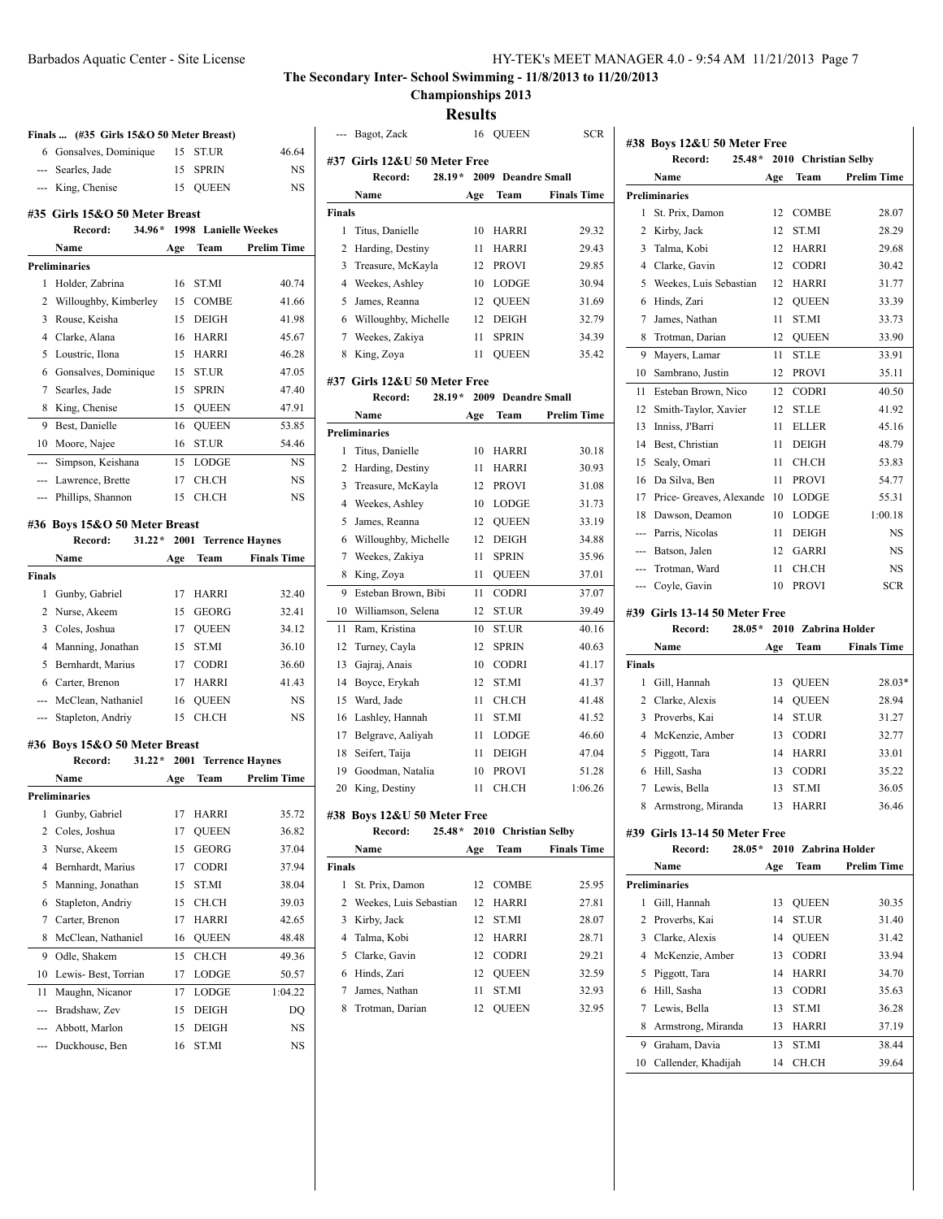## The Secondary Inter- School Swimming - 11/8/2013 to 11/20/2013

## Championships 2013

## Results

### Finals ... (#35 Girls 15&O 50 Meter Breast)

| | Name | Age | Team | Finals Time |
|---|---|---|---|---|
| 6 | Gonsalves, Dominique | 15 | ST.UR | 46.64 |
| --- | Searles, Jade | 15 | SPRIN | NS |
| --- | King, Chenise | 15 | QUEEN | NS |

### #35 Girls 15&O 50 Meter Breast

Record: 34.96* 1998 Lanielle Weekes

| | Name | Age | Team | Prelim Time |
|---|---|---|---|---|
| **Preliminaries** | | | | |
| 1 | Holder, Zabrina | 16 | ST.MI | 40.74 |
| 2 | Willoughby, Kimberley | 15 | COMBE | 41.66 |
| 3 | Rouse, Keisha | 15 | DEIGH | 41.98 |
| 4 | Clarke, Alana | 16 | HARRI | 45.67 |
| 5 | Loustric, Ilona | 15 | HARRI | 46.28 |
| 6 | Gonsalves, Dominique | 15 | ST.UR | 47.05 |
| 7 | Searles, Jade | 15 | SPRIN | 47.40 |
| 8 | King, Chenise | 15 | QUEEN | 47.91 |
| 9 | Best, Danielle | 16 | QUEEN | 53.85 |
| 10 | Moore, Najee | 16 | ST.UR | 54.46 |
| --- | Simpson, Keishana | 15 | LODGE | NS |
| --- | Lawrence, Brette | 17 | CH.CH | NS |
| --- | Phillips, Shannon | 15 | CH.CH | NS |

### #36 Boys 15&O 50 Meter Breast

Record: 31.22* 2001 Terrence Haynes

| | Name | Age | Team | Finals Time |
|---|---|---|---|---|
| **Finals** | | | | |
| 1 | Gunby, Gabriel | 17 | HARRI | 32.40 |
| 2 | Nurse, Akeem | 15 | GEORG | 32.41 |
| 3 | Coles, Joshua | 17 | QUEEN | 34.12 |
| 4 | Manning, Jonathan | 15 | ST.MI | 36.10 |
| 5 | Bernhardt, Marius | 17 | CODRI | 36.60 |
| 6 | Carter, Brenon | 17 | HARRI | 41.43 |
| --- | McClean, Nathaniel | 16 | QUEEN | NS |
| --- | Stapleton, Andriy | 15 | CH.CH | NS |

### #36 Boys 15&O 50 Meter Breast

Record: 31.22* 2001 Terrence Haynes

| | Name | Age | Team | Prelim Time |
|---|---|---|---|---|
| **Preliminaries** | | | | |
| 1 | Gunby, Gabriel | 17 | HARRI | 35.72 |
| 2 | Coles, Joshua | 17 | QUEEN | 36.82 |
| 3 | Nurse, Akeem | 15 | GEORG | 37.04 |
| 4 | Bernhardt, Marius | 17 | CODRI | 37.94 |
| 5 | Manning, Jonathan | 15 | ST.MI | 38.04 |
| 6 | Stapleton, Andriy | 15 | CH.CH | 39.03 |
| 7 | Carter, Brenon | 17 | HARRI | 42.65 |
| 8 | McClean, Nathaniel | 16 | QUEEN | 48.48 |
| 9 | Odle, Shakem | 15 | CH.CH | 49.36 |
| 10 | Lewis- Best, Torrian | 17 | LODGE | 50.57 |
| 11 | Maughn, Nicanor | 17 | LODGE | 1:04.22 |
| --- | Bradshaw, Zev | 15 | DEIGH | DQ |
| --- | Abbott, Marlon | 15 | DEIGH | NS |
| --- | Duckhouse, Ben | 16 | ST.MI | NS |
| --- | Bagot, Zack | 16 | QUEEN | SCR |

### #37 Girls 12&U 50 Meter Free

Record: 28.19* 2009 Deandre Small

| | Name | Age | Team | Finals Time |
|---|---|---|---|---|
| **Finals** | | | | |
| 1 | Titus, Danielle | 10 | HARRI | 29.32 |
| 2 | Harding, Destiny | 11 | HARRI | 29.43 |
| 3 | Treasure, McKayla | 12 | PROVI | 29.85 |
| 4 | Weekes, Ashley | 10 | LODGE | 30.94 |
| 5 | James, Reanna | 12 | QUEEN | 31.69 |
| 6 | Willoughby, Michelle | 12 | DEIGH | 32.79 |
| 7 | Weekes, Zakiya | 11 | SPRIN | 34.39 |
| 8 | King, Zoya | 11 | QUEEN | 35.42 |

### #37 Girls 12&U 50 Meter Free

Record: 28.19* 2009 Deandre Small

| | Name | Age | Team | Prelim Time |
|---|---|---|---|---|
| **Preliminaries** | | | | |
| 1 | Titus, Danielle | 10 | HARRI | 30.18 |
| 2 | Harding, Destiny | 11 | HARRI | 30.93 |
| 3 | Treasure, McKayla | 12 | PROVI | 31.08 |
| 4 | Weekes, Ashley | 10 | LODGE | 31.73 |
| 5 | James, Reanna | 12 | QUEEN | 33.19 |
| 6 | Willoughby, Michelle | 12 | DEIGH | 34.88 |
| 7 | Weekes, Zakiya | 11 | SPRIN | 35.96 |
| 8 | King, Zoya | 11 | QUEEN | 37.01 |
| 9 | Esteban Brown, Bibi | 11 | CODRI | 37.07 |
| 10 | Williamson, Selena | 12 | ST.UR | 39.49 |
| 11 | Ram, Kristina | 10 | ST.UR | 40.16 |
| 12 | Turney, Cayla | 12 | SPRIN | 40.63 |
| 13 | Gajraj, Anais | 10 | CODRI | 41.17 |
| 14 | Boyce, Erykah | 12 | ST.MI | 41.37 |
| 15 | Ward, Jade | 11 | CH.CH | 41.48 |
| 16 | Lashley, Hannah | 11 | ST.MI | 41.52 |
| 17 | Belgrave, Aaliyah | 11 | LODGE | 46.60 |
| 18 | Seifert, Taija | 11 | DEIGH | 47.04 |
| 19 | Goodman, Natalia | 10 | PROVI | 51.28 |
| 20 | King, Destiny | 11 | CH.CH | 1:06.26 |

### #38 Boys 12&U 50 Meter Free

Record: 25.48* 2010 Christian Selby

| | Name | Age | Team | Finals Time |
|---|---|---|---|---|
| **Finals** | | | | |
| 1 | St. Prix, Damon | 12 | COMBE | 25.95 |
| 2 | Weekes, Luis Sebastian | 12 | HARRI | 27.81 |
| 3 | Kirby, Jack | 12 | ST.MI | 28.07 |
| 4 | Talma, Kobi | 12 | HARRI | 28.71 |
| 5 | Clarke, Gavin | 12 | CODRI | 29.21 |
| 6 | Hinds, Zari | 12 | QUEEN | 32.59 |
| 7 | James, Nathan | 11 | ST.MI | 32.93 |
| 8 | Trotman, Darian | 12 | QUEEN | 32.95 |

### #38 Boys 12&U 50 Meter Free

Record: 25.48* 2010 Christian Selby

| | Name | Age | Team | Prelim Time |
|---|---|---|---|---|
| **Preliminaries** | | | | |
| 1 | St. Prix, Damon | 12 | COMBE | 28.07 |
| 2 | Kirby, Jack | 12 | ST.MI | 28.29 |
| 3 | Talma, Kobi | 12 | HARRI | 29.68 |
| 4 | Clarke, Gavin | 12 | CODRI | 30.42 |
| 5 | Weekes, Luis Sebastian | 12 | HARRI | 31.77 |
| 6 | Hinds, Zari | 12 | QUEEN | 33.39 |
| 7 | James, Nathan | 11 | ST.MI | 33.73 |
| 8 | Trotman, Darian | 12 | QUEEN | 33.90 |
| 9 | Mayers, Lamar | 11 | ST.LE | 33.91 |
| 10 | Sambrano, Justin | 12 | PROVI | 35.11 |
| 11 | Esteban Brown, Nico | 12 | CODRI | 40.50 |
| 12 | Smith-Taylor, Xavier | 12 | ST.LE | 41.92 |
| 13 | Inniss, J'Barri | 11 | ELLER | 45.16 |
| 14 | Best, Christian | 11 | DEIGH | 48.79 |
| 15 | Sealy, Omari | 11 | CH.CH | 53.83 |
| 16 | Da Silva, Ben | 11 | PROVI | 54.77 |
| 17 | Price- Greaves, Alexande | 10 | LODGE | 55.31 |
| 18 | Dawson, Deamon | 10 | LODGE | 1:00.18 |
| --- | Parris, Nicolas | 11 | DEIGH | NS |
| --- | Batson, Jalen | 12 | GARRI | NS |
| --- | Trotman, Ward | 11 | CH.CH | NS |
| --- | Coyle, Gavin | 10 | PROVI | SCR |

### #39 Girls 13-14 50 Meter Free

Record: 28.05* 2010 Zabrina Holder

| | Name | Age | Team | Finals Time |
|---|---|---|---|---|
| **Finals** | | | | |
| 1 | Gill, Hannah | 13 | QUEEN | 28.03* |
| 2 | Clarke, Alexis | 14 | QUEEN | 28.94 |
| 3 | Proverbs, Kai | 14 | ST.UR | 31.27 |
| 4 | McKenzie, Amber | 13 | CODRI | 32.77 |
| 5 | Piggott, Tara | 14 | HARRI | 33.01 |
| 6 | Hill, Sasha | 13 | CODRI | 35.22 |
| 7 | Lewis, Bella | 13 | ST.MI | 36.05 |
| 8 | Armstrong, Miranda | 13 | HARRI | 36.46 |

### #39 Girls 13-14 50 Meter Free

Record: 28.05* 2010 Zabrina Holder

| | Name | Age | Team | Prelim Time |
|---|---|---|---|---|
| **Preliminaries** | | | | |
| 1 | Gill, Hannah | 13 | QUEEN | 30.35 |
| 2 | Proverbs, Kai | 14 | ST.UR | 31.40 |
| 3 | Clarke, Alexis | 14 | QUEEN | 31.42 |
| 4 | McKenzie, Amber | 13 | CODRI | 33.94 |
| 5 | Piggott, Tara | 14 | HARRI | 34.70 |
| 6 | Hill, Sasha | 13 | CODRI | 35.63 |
| 7 | Lewis, Bella | 13 | ST.MI | 36.28 |
| 8 | Armstrong, Miranda | 13 | HARRI | 37.19 |
| 9 | Graham, Davia | 13 | ST.MI | 38.44 |
| 10 | Callender, Khadijah | 14 | CH.CH | 39.64 |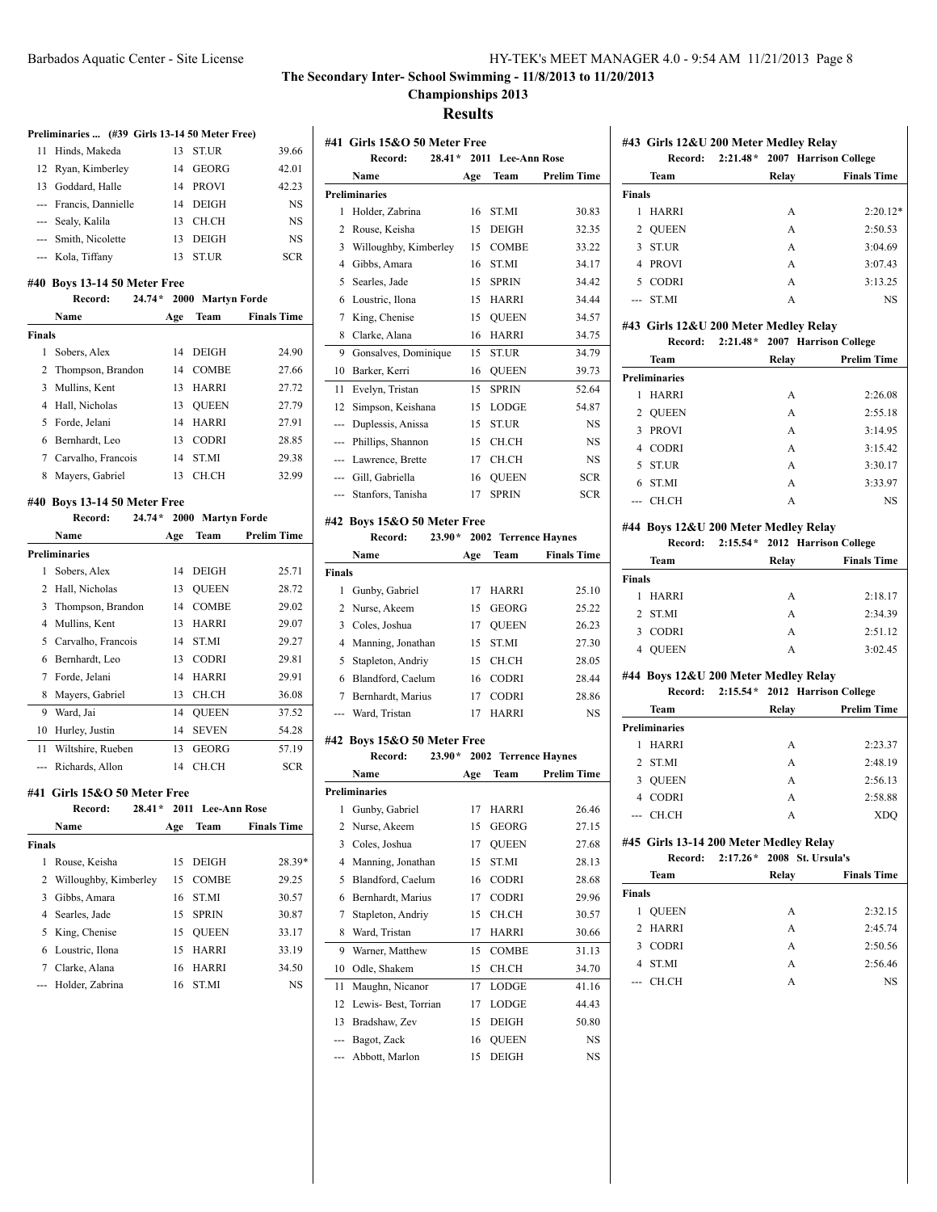## The Secondary Inter- School Swimming - 11/8/2013 to 11/20/2013

## Championships 2013

## Results

### Preliminaries ... (#39 Girls 13-14 50 Meter Free)

| | Name | Age | Team | Prelim Time |
|---|---|---|---|---|
| 11 | Hinds, Makeda | 13 | ST.UR | 39.66 |
| 12 | Ryan, Kimberley | 14 | GEORG | 42.01 |
| 13 | Goddard, Halle | 14 | PROVI | 42.23 |
| --- | Francis, Dannielle | 14 | DEIGH | NS |
| --- | Sealy, Kalila | 13 | CH.CH | NS |
| --- | Smith, Nicolette | 13 | DEIGH | NS |
| --- | Kola, Tiffany | 13 | ST.UR | SCR |

### #40 Boys 13-14 50 Meter Free

Record: 24.74* 2000 Martyn Forde

| | Name | Age | Team | Finals Time |
|---|---|---|---|---|
| **Finals** | | | | |
| 1 | Sobers, Alex | 14 | DEIGH | 24.90 |
| 2 | Thompson, Brandon | 14 | COMBE | 27.66 |
| 3 | Mullins, Kent | 13 | HARRI | 27.72 |
| 4 | Hall, Nicholas | 13 | QUEEN | 27.79 |
| 5 | Forde, Jelani | 14 | HARRI | 27.91 |
| 6 | Bernhardt, Leo | 13 | CODRI | 28.85 |
| 7 | Carvalho, Francois | 14 | ST.MI | 29.38 |
| 8 | Mayers, Gabriel | 13 | CH.CH | 32.99 |

### #40 Boys 13-14 50 Meter Free

Record: 24.74* 2000 Martyn Forde

| | Name | Age | Team | Prelim Time |
|---|---|---|---|---|
| **Preliminaries** | | | | |
| 1 | Sobers, Alex | 14 | DEIGH | 25.71 |
| 2 | Hall, Nicholas | 13 | QUEEN | 28.72 |
| 3 | Thompson, Brandon | 14 | COMBE | 29.02 |
| 4 | Mullins, Kent | 13 | HARRI | 29.07 |
| 5 | Carvalho, Francois | 14 | ST.MI | 29.27 |
| 6 | Bernhardt, Leo | 13 | CODRI | 29.81 |
| 7 | Forde, Jelani | 14 | HARRI | 29.91 |
| 8 | Mayers, Gabriel | 13 | CH.CH | 36.08 |
| 9 | Ward, Jai | 14 | QUEEN | 37.52 |
| 10 | Hurley, Justin | 14 | SEVEN | 54.28 |
| 11 | Wiltshire, Rueben | 13 | GEORG | 57.19 |
| --- | Richards, Allon | 14 | CH.CH | SCR |

### #41 Girls 15&O 50 Meter Free

Record: 28.41* 2011 Lee-Ann Rose

| | Name | Age | Team | Finals Time |
|---|---|---|---|---|
| **Finals** | | | | |
| 1 | Rouse, Keisha | 15 | DEIGH | 28.39* |
| 2 | Willoughby, Kimberley | 15 | COMBE | 29.25 |
| 3 | Gibbs, Amara | 16 | ST.MI | 30.57 |
| 4 | Searles, Jade | 15 | SPRIN | 30.87 |
| 5 | King, Chenise | 15 | QUEEN | 33.17 |
| 6 | Loustric, Ilona | 15 | HARRI | 33.19 |
| 7 | Clarke, Alana | 16 | HARRI | 34.50 |
| --- | Holder, Zabrina | 16 | ST.MI | NS |

### #41 Girls 15&O 50 Meter Free

Record: 28.41* 2011 Lee-Ann Rose

| | Name | Age | Team | Prelim Time |
|---|---|---|---|---|
| **Preliminaries** | | | | |
| 1 | Holder, Zabrina | 16 | ST.MI | 30.83 |
| 2 | Rouse, Keisha | 15 | DEIGH | 32.35 |
| 3 | Willoughby, Kimberley | 15 | COMBE | 33.22 |
| 4 | Gibbs, Amara | 16 | ST.MI | 34.17 |
| 5 | Searles, Jade | 15 | SPRIN | 34.42 |
| 6 | Loustric, Ilona | 15 | HARRI | 34.44 |
| 7 | King, Chenise | 15 | QUEEN | 34.57 |
| 8 | Clarke, Alana | 16 | HARRI | 34.75 |
| 9 | Gonsalves, Dominique | 15 | ST.UR | 34.79 |
| 10 | Barker, Kerri | 16 | QUEEN | 39.73 |
| 11 | Evelyn, Tristan | 15 | SPRIN | 52.64 |
| 12 | Simpson, Keishana | 15 | LODGE | 54.87 |
| --- | Duplessis, Anissa | 15 | ST.UR | NS |
| --- | Phillips, Shannon | 15 | CH.CH | NS |
| --- | Lawrence, Brette | 17 | CH.CH | NS |
| --- | Gill, Gabriella | 16 | QUEEN | SCR |
| --- | Stanfors, Tanisha | 17 | SPRIN | SCR |

### #42 Boys 15&O 50 Meter Free

Record: 23.90* 2002 Terrence Haynes

| | Name | Age | Team | Finals Time |
|---|---|---|---|---|
| **Finals** | | | | |
| 1 | Gunby, Gabriel | 17 | HARRI | 25.10 |
| 2 | Nurse, Akeem | 15 | GEORG | 25.22 |
| 3 | Coles, Joshua | 17 | QUEEN | 26.23 |
| 4 | Manning, Jonathan | 15 | ST.MI | 27.30 |
| 5 | Stapleton, Andriy | 15 | CH.CH | 28.05 |
| 6 | Blandford, Caelum | 16 | CODRI | 28.44 |
| 7 | Bernhardt, Marius | 17 | CODRI | 28.86 |
| --- | Ward, Tristan | 17 | HARRI | NS |

### #42 Boys 15&O 50 Meter Free

Record: 23.90* 2002 Terrence Haynes

| | Name | Age | Team | Prelim Time |
|---|---|---|---|---|
| **Preliminaries** | | | | |
| 1 | Gunby, Gabriel | 17 | HARRI | 26.46 |
| 2 | Nurse, Akeem | 15 | GEORG | 27.15 |
| 3 | Coles, Joshua | 17 | QUEEN | 27.68 |
| 4 | Manning, Jonathan | 15 | ST.MI | 28.13 |
| 5 | Blandford, Caelum | 16 | CODRI | 28.68 |
| 6 | Bernhardt, Marius | 17 | CODRI | 29.96 |
| 7 | Stapleton, Andriy | 15 | CH.CH | 30.57 |
| 8 | Ward, Tristan | 17 | HARRI | 30.66 |
| 9 | Warner, Matthew | 15 | COMBE | 31.13 |
| 10 | Odle, Shakem | 15 | CH.CH | 34.70 |
| 11 | Maughn, Nicanor | 17 | LODGE | 41.16 |
| 12 | Lewis- Best, Torrian | 17 | LODGE | 44.43 |
| 13 | Bradshaw, Zev | 15 | DEIGH | 50.80 |
| --- | Bagot, Zack | 16 | QUEEN | NS |
| --- | Abbott, Marlon | 15 | DEIGH | NS |

### #43 Girls 12&U 200 Meter Medley Relay

Record: 2:21.48* 2007 Harrison College

| | Team | Relay | Finals Time |
|---|---|---|---|
| **Finals** | | | |
| 1 | HARRI | A | 2:20.12* |
| 2 | QUEEN | A | 2:50.53 |
| 3 | ST.UR | A | 3:04.69 |
| 4 | PROVI | A | 3:07.43 |
| 5 | CODRI | A | 3:13.25 |
| --- | ST.MI | A | NS |

### #43 Girls 12&U 200 Meter Medley Relay

Record: 2:21.48* 2007 Harrison College

| | Team | Relay | Prelim Time |
|---|---|---|---|
| **Preliminaries** | | | |
| 1 | HARRI | A | 2:26.08 |
| 2 | QUEEN | A | 2:55.18 |
| 3 | PROVI | A | 3:14.95 |
| 4 | CODRI | A | 3:15.42 |
| 5 | ST.UR | A | 3:30.17 |
| 6 | ST.MI | A | 3:33.97 |
| --- | CH.CH | A | NS |

### #44 Boys 12&U 200 Meter Medley Relay

Record: 2:15.54* 2012 Harrison College

| | Team | Relay | Finals Time |
|---|---|---|---|
| **Finals** | | | |
| 1 | HARRI | A | 2:18.17 |
| 2 | ST.MI | A | 2:34.39 |
| 3 | CODRI | A | 2:51.12 |
| 4 | QUEEN | A | 3:02.45 |

### #44 Boys 12&U 200 Meter Medley Relay

Record: 2:15.54* 2012 Harrison College

| | Team | Relay | Prelim Time |
|---|---|---|---|
| **Preliminaries** | | | |
| 1 | HARRI | A | 2:23.37 |
| 2 | ST.MI | A | 2:48.19 |
| 3 | QUEEN | A | 2:56.13 |
| 4 | CODRI | A | 2:58.88 |
| --- | CH.CH | A | XDQ |

### #45 Girls 13-14 200 Meter Medley Relay

Record: 2:17.26* 2008 St. Ursula's

| | Team | Relay | Finals Time |
|---|---|---|---|
| **Finals** | | | |
| 1 | QUEEN | A | 2:32.15 |
| 2 | HARRI | A | 2:45.74 |
| 3 | CODRI | A | 2:50.56 |
| 4 | ST.MI | A | 2:56.46 |
| --- | CH.CH | A | NS |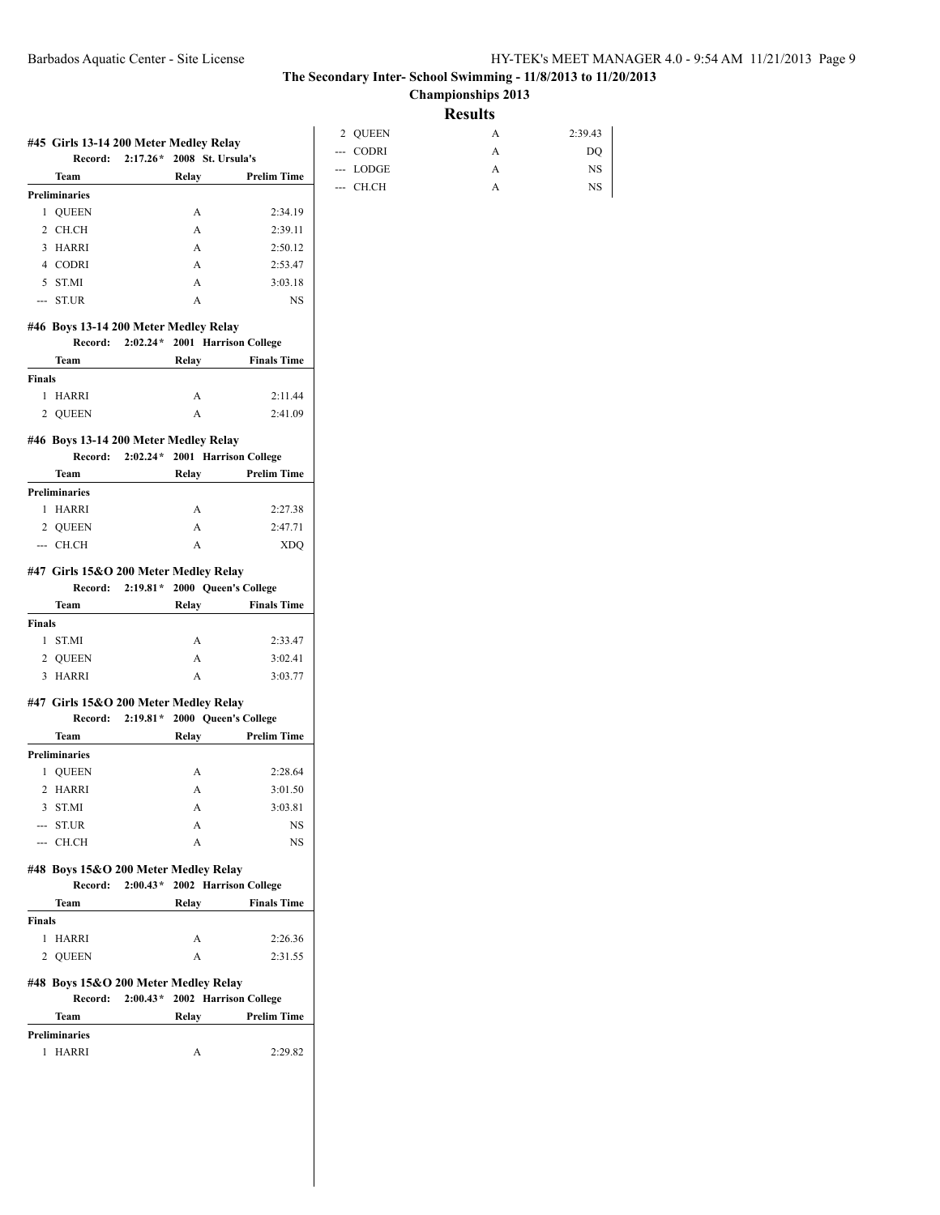## The Secondary Inter- School Swimming - 11/8/2013 to 11/20/2013
## Championships 2013
## Results

### #45 Girls 13-14 200 Meter Medley Relay

Record: 2:17.26* 2008 St. Ursula's

| | Team | Relay | Prelim Time |
|---|---|---|---|
| **Preliminaries** | | | |
| 1 | QUEEN | A | 2:34.19 |
| 2 | CH.CH | A | 2:39.11 |
| 3 | HARRI | A | 2:50.12 |
| 4 | CODRI | A | 2:53.47 |
| 5 | ST.MI | A | 3:03.18 |
| --- | ST.UR | A | NS |

### #46 Boys 13-14 200 Meter Medley Relay

Record: 2:02.24* 2001 Harrison College

| | Team | Relay | Finals Time |
|---|---|---|---|
| **Finals** | | | |
| 1 | HARRI | A | 2:11.44 |
| 2 | QUEEN | A | 2:41.09 |

### #46 Boys 13-14 200 Meter Medley Relay

Record: 2:02.24* 2001 Harrison College

| | Team | Relay | Prelim Time |
|---|---|---|---|
| **Preliminaries** | | | |
| 1 | HARRI | A | 2:27.38 |
| 2 | QUEEN | A | 2:47.71 |
| --- | CH.CH | A | XDQ |

### #47 Girls 15&O 200 Meter Medley Relay

Record: 2:19.81* 2000 Queen's College

| | Team | Relay | Finals Time |
|---|---|---|---|
| **Finals** | | | |
| 1 | ST.MI | A | 2:33.47 |
| 2 | QUEEN | A | 3:02.41 |
| 3 | HARRI | A | 3:03.77 |

### #47 Girls 15&O 200 Meter Medley Relay

Record: 2:19.81* 2000 Queen's College

| | Team | Relay | Prelim Time |
|---|---|---|---|
| **Preliminaries** | | | |
| 1 | QUEEN | A | 2:28.64 |
| 2 | HARRI | A | 3:01.50 |
| 3 | ST.MI | A | 3:03.81 |
| --- | ST.UR | A | NS |
| --- | CH.CH | A | NS |

### #48 Boys 15&O 200 Meter Medley Relay

Record: 2:00.43* 2002 Harrison College

| | Team | Relay | Finals Time |
|---|---|---|---|
| **Finals** | | | |
| 1 | HARRI | A | 2:26.36 |
| 2 | QUEEN | A | 2:31.55 |

### #48 Boys 15&O 200 Meter Medley Relay

Record: 2:00.43* 2002 Harrison College

| | Team | Relay | Prelim Time |
|---|---|---|---|
| **Preliminaries** | | | |
| 1 | HARRI | A | 2:29.82 |
| 2 | QUEEN | A | 2:39.43 |
| --- | CODRI | A | DQ |
| --- | LODGE | A | NS |
| --- | CH.CH | A | NS |